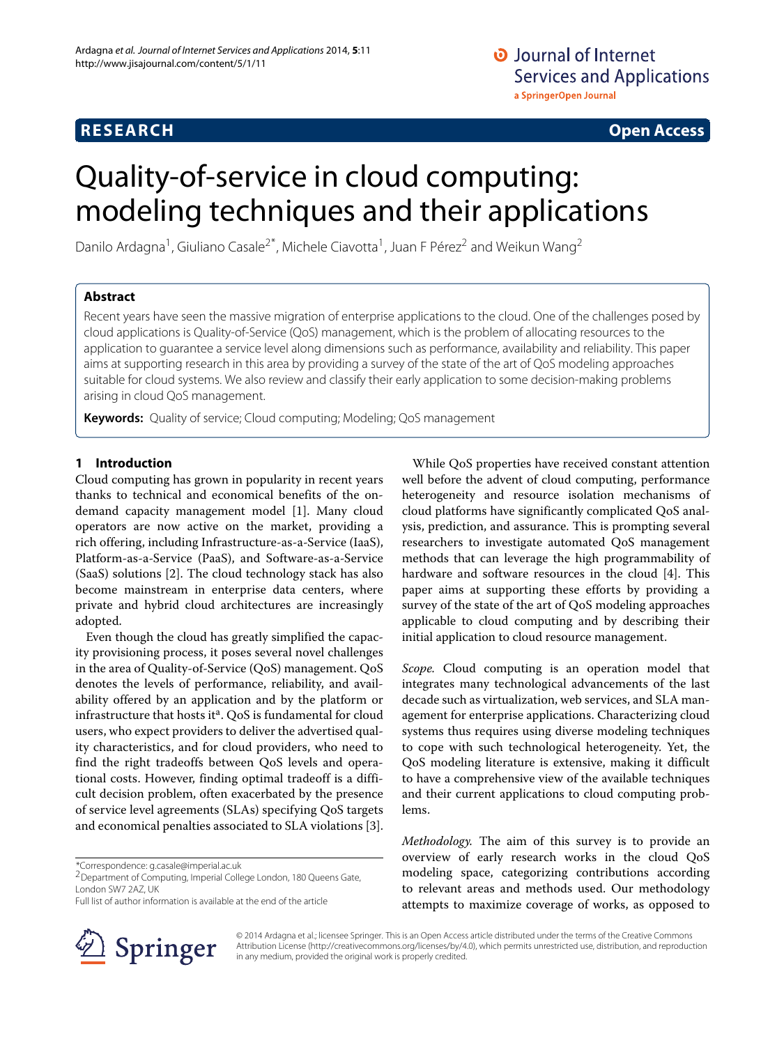RESEARCH | Open Access

# Quality-of-service in cloud computing: modeling techniques and their applications

Danilo Ardagna[1], Giuliano Casale[2*], Michele Ciavotta[1], Juan F Pérez[2] and Weikun Wang[2]

## Abstract

Recent years have seen the massive migration of enterprise applications to the cloud. One of the challenges posed by cloud applications is Quality-of-Service (QoS) management, which is the problem of allocating resources to the application to guarantee a service level along dimensions such as performance, availability and reliability. This paper aims at supporting research in this area by providing a survey of the state of the art of QoS modeling approaches suitable for cloud systems. We also review and classify their early application to some decision-making problems arising in cloud QoS management.

**Keywords:** Quality of service; Cloud computing; Modeling; QoS management

## 1 Introduction

Cloud computing has grown in popularity in recent years thanks to technical and economical benefits of the on-demand capacity management model [1]. Many cloud operators are now active on the market, providing a rich offering, including Infrastructure-as-a-Service (IaaS), Platform-as-a-Service (PaaS), and Software-as-a-Service (SaaS) solutions [2]. The cloud technology stack has also become mainstream in enterprise data centers, where private and hybrid cloud architectures are increasingly adopted.

Even though the cloud has greatly simplified the capacity provisioning process, it poses several novel challenges in the area of Quality-of-Service (QoS) management. QoS denotes the levels of performance, reliability, and availability offered by an application and by the platform or infrastructure that hosts it[a]. QoS is fundamental for cloud users, who expect providers to deliver the advertised quality characteristics, and for cloud providers, who need to find the right tradeoffs between QoS levels and operational costs. However, finding optimal tradeoff is a difficult decision problem, often exacerbated by the presence of service level agreements (SLAs) specifying QoS targets and economical penalties associated to SLA violations [3].

While QoS properties have received constant attention well before the advent of cloud computing, performance heterogeneity and resource isolation mechanisms of cloud platforms have significantly complicated QoS analysis, prediction, and assurance. This is prompting several researchers to investigate automated QoS management methods that can leverage the high programmability of hardware and software resources in the cloud [4]. This paper aims at supporting these efforts by providing a survey of the state of the art of QoS modeling approaches applicable to cloud computing and by describing their initial application to cloud resource management.

*Scope.* Cloud computing is an operation model that integrates many technological advancements of the last decade such as virtualization, web services, and SLA management for enterprise applications. Characterizing cloud systems thus requires using diverse modeling techniques to cope with such technological heterogeneity. Yet, the QoS modeling literature is extensive, making it difficult to have a comprehensive view of the available techniques and their current applications to cloud computing problems.

*Methodology.* The aim of this survey is to provide an overview of early research works in the cloud QoS modeling space, categorizing contributions according to relevant areas and methods used. Our methodology attempts to maximize coverage of works, as opposed to

*Correspondence: g.casale@imperial.ac.uk
[2]Department of Computing, Imperial College London, 180 Queens Gate, London SW7 2AZ, UK
Full list of author information is available at the end of the article

© 2014 Ardagna et al.; licensee Springer. This is an Open Access article distributed under the terms of the Creative Commons Attribution License (http://creativecommons.org/licenses/by/4.0), which permits unrestricted use, distribution, and reproduction in any medium, provided the original work is properly credited.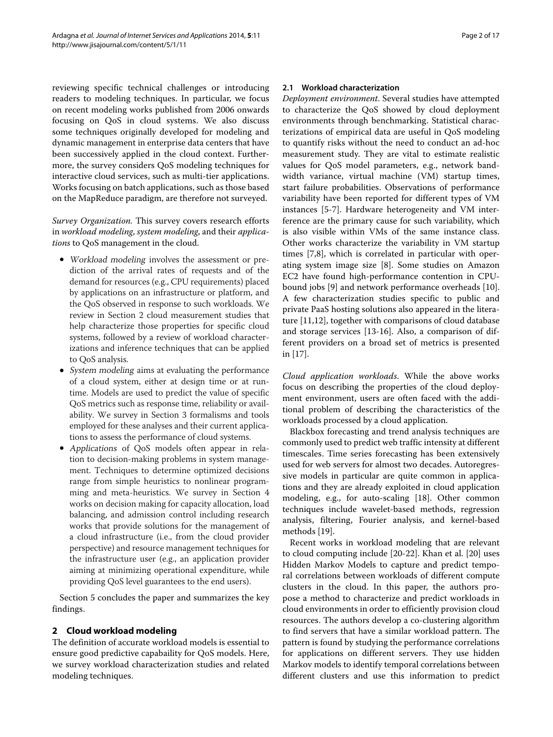reviewing specific technical challenges or introducing readers to modeling techniques. In particular, we focus on recent modeling works published from 2006 onwards focusing on QoS in cloud systems. We also discuss some techniques originally developed for modeling and dynamic management in enterprise data centers that have been successively applied in the cloud context. Furthermore, the survey considers QoS modeling techniques for interactive cloud services, such as multi-tier applications. Works focusing on batch applications, such as those based on the MapReduce paradigm, are therefore not surveyed.

*Survey Organization.* This survey covers research efforts in *workload modeling*, *system modeling*, and their *applications* to QoS management in the cloud.

- *Workload modeling* involves the assessment or prediction of the arrival rates of requests and of the demand for resources (e.g., CPU requirements) placed by applications on an infrastructure or platform, and the QoS observed in response to such workloads. We review in Section 2 cloud measurement studies that help characterize those properties for specific cloud systems, followed by a review of workload characterizations and inference techniques that can be applied to QoS analysis.
- *System modeling* aims at evaluating the performance of a cloud system, either at design time or at runtime. Models are used to predict the value of specific QoS metrics such as response time, reliability or availability. We survey in Section 3 formalisms and tools employed for these analyses and their current applications to assess the performance of cloud systems.
- *Applications* of QoS models often appear in relation to decision-making problems in system management. Techniques to determine optimized decisions range from simple heuristics to nonlinear programming and meta-heuristics. We survey in Section 4 works on decision making for capacity allocation, load balancing, and admission control including research works that provide solutions for the management of a cloud infrastructure (i.e., from the cloud provider perspective) and resource management techniques for the infrastructure user (e.g., an application provider aiming at minimizing operational expenditure, while providing QoS level guarantees to the end users).

Section 5 concludes the paper and summarizes the key findings.

## 2 Cloud workload modeling

The definition of accurate workload models is essential to ensure good predictive capabaility for QoS models. Here, we survey workload characterization studies and related modeling techniques.

### 2.1 Workload characterization

*Deployment environment.* Several studies have attempted to characterize the QoS showed by cloud deployment environments through benchmarking. Statistical characterizations of empirical data are useful in QoS modeling to quantify risks without the need to conduct an ad-hoc measurement study. They are vital to estimate realistic values for QoS model parameters, e.g., network bandwidth variance, virtual machine (VM) startup times, start failure probabilities. Observations of performance variability have been reported for different types of VM instances [5-7]. Hardware heterogeneity and VM interference are the primary cause for such variability, which is also visible within VMs of the same instance class. Other works characterize the variability in VM startup times [7,8], which is correlated in particular with operating system image size [8]. Some studies on Amazon EC2 have found high-performance contention in CPU-bound jobs [9] and network performance overheads [10]. A few characterization studies specific to public and private PaaS hosting solutions also appeared in the literature [11,12], together with comparisons of cloud database and storage services [13-16]. Also, a comparison of different providers on a broad set of metrics is presented in [17].

*Cloud application workloads.* While the above works focus on describing the properties of the cloud deployment environment, users are often faced with the additional problem of describing the characteristics of the workloads processed by a cloud application.

Blackbox forecasting and trend analysis techniques are commonly used to predict web traffic intensity at different timescales. Time series forecasting has been extensively used for web servers for almost two decades. Autoregressive models in particular are quite common in applications and they are already exploited in cloud application modeling, e.g., for auto-scaling [18]. Other common techniques include wavelet-based methods, regression analysis, filtering, Fourier analysis, and kernel-based methods [19].

Recent works in workload modeling that are relevant to cloud computing include [20-22]. Khan et al. [20] uses Hidden Markov Models to capture and predict temporal correlations between workloads of different compute clusters in the cloud. In this paper, the authors propose a method to characterize and predict workloads in cloud environments in order to efficiently provision cloud resources. The authors develop a co-clustering algorithm to find servers that have a similar workload pattern. The pattern is found by studying the performance correlations for applications on different servers. They use hidden Markov models to identify temporal correlations between different clusters and use this information to predict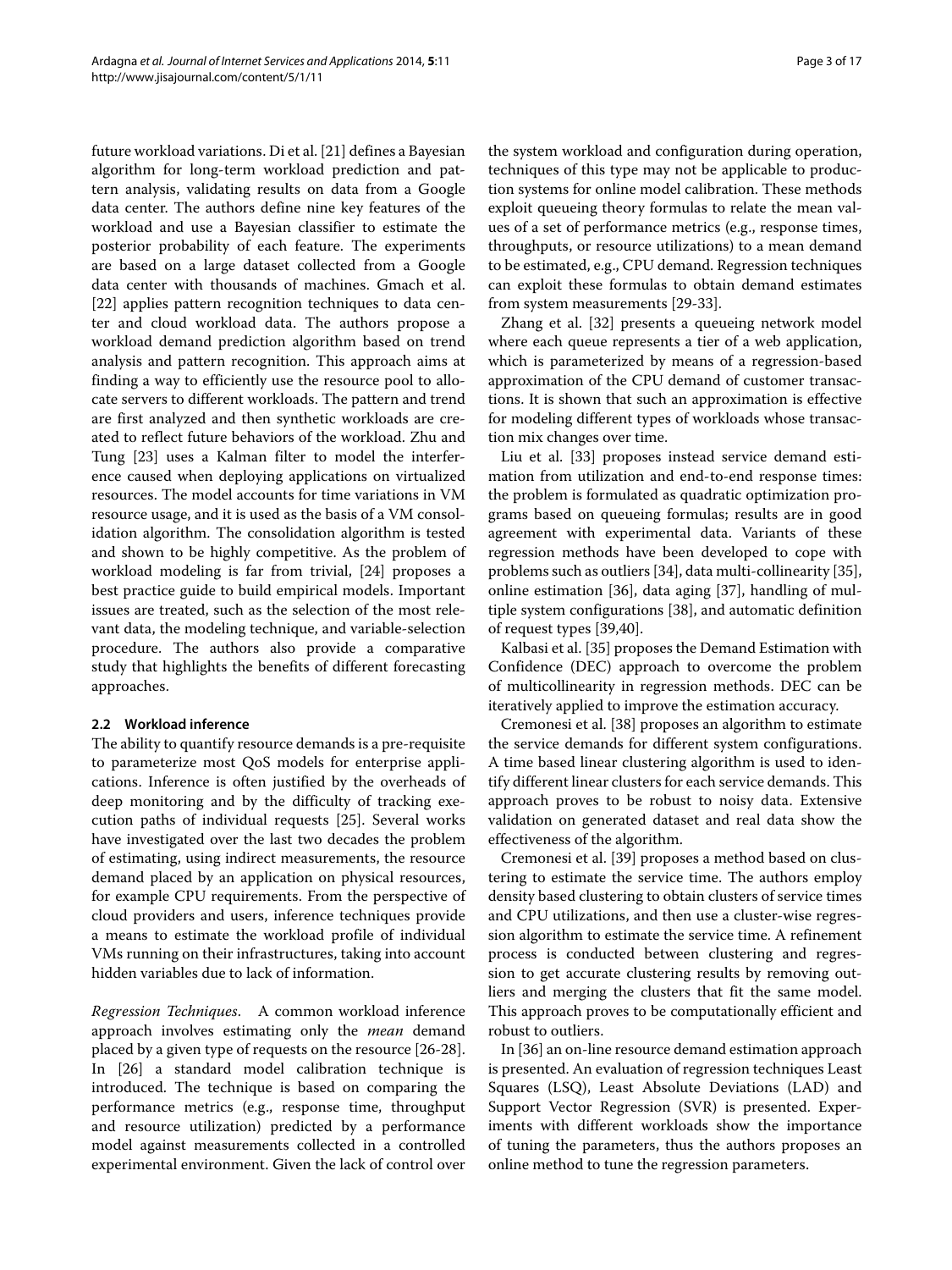future workload variations. Di et al. [21] defines a Bayesian algorithm for long-term workload prediction and pattern analysis, validating results on data from a Google data center. The authors define nine key features of the workload and use a Bayesian classifier to estimate the posterior probability of each feature. The experiments are based on a large dataset collected from a Google data center with thousands of machines. Gmach et al. [22] applies pattern recognition techniques to data center and cloud workload data. The authors propose a workload demand prediction algorithm based on trend analysis and pattern recognition. This approach aims at finding a way to efficiently use the resource pool to allocate servers to different workloads. The pattern and trend are first analyzed and then synthetic workloads are created to reflect future behaviors of the workload. Zhu and Tung [23] uses a Kalman filter to model the interference caused when deploying applications on virtualized resources. The model accounts for time variations in VM resource usage, and it is used as the basis of a VM consolidation algorithm. The consolidation algorithm is tested and shown to be highly competitive. As the problem of workload modeling is far from trivial, [24] proposes a best practice guide to build empirical models. Important issues are treated, such as the selection of the most relevant data, the modeling technique, and variable-selection procedure. The authors also provide a comparative study that highlights the benefits of different forecasting approaches.

### 2.2 Workload inference

The ability to quantify resource demands is a pre-requisite to parameterize most QoS models for enterprise applications. Inference is often justified by the overheads of deep monitoring and by the difficulty of tracking execution paths of individual requests [25]. Several works have investigated over the last two decades the problem of estimating, using indirect measurements, the resource demand placed by an application on physical resources, for example CPU requirements. From the perspective of cloud providers and users, inference techniques provide a means to estimate the workload profile of individual VMs running on their infrastructures, taking into account hidden variables due to lack of information.

*Regression Techniques*. A common workload inference approach involves estimating only the *mean* demand placed by a given type of requests on the resource [26-28]. In [26] a standard model calibration technique is introduced. The technique is based on comparing the performance metrics (e.g., response time, throughput and resource utilization) predicted by a performance model against measurements collected in a controlled experimental environment. Given the lack of control over the system workload and configuration during operation, techniques of this type may not be applicable to production systems for online model calibration. These methods exploit queueing theory formulas to relate the mean values of a set of performance metrics (e.g., response times, throughputs, or resource utilizations) to a mean demand to be estimated, e.g., CPU demand. Regression techniques can exploit these formulas to obtain demand estimates from system measurements [29-33].

Zhang et al. [32] presents a queueing network model where each queue represents a tier of a web application, which is parameterized by means of a regression-based approximation of the CPU demand of customer transactions. It is shown that such an approximation is effective for modeling different types of workloads whose transaction mix changes over time.

Liu et al. [33] proposes instead service demand estimation from utilization and end-to-end response times: the problem is formulated as quadratic optimization programs based on queueing formulas; results are in good agreement with experimental data. Variants of these regression methods have been developed to cope with problems such as outliers [34], data multi-collinearity [35], online estimation [36], data aging [37], handling of multiple system configurations [38], and automatic definition of request types [39,40].

Kalbasi et al. [35] proposes the Demand Estimation with Confidence (DEC) approach to overcome the problem of multicollinearity in regression methods. DEC can be iteratively applied to improve the estimation accuracy.

Cremonesi et al. [38] proposes an algorithm to estimate the service demands for different system configurations. A time based linear clustering algorithm is used to identify different linear clusters for each service demands. This approach proves to be robust to noisy data. Extensive validation on generated dataset and real data show the effectiveness of the algorithm.

Cremonesi et al. [39] proposes a method based on clustering to estimate the service time. The authors employ density based clustering to obtain clusters of service times and CPU utilizations, and then use a cluster-wise regression algorithm to estimate the service time. A refinement process is conducted between clustering and regression to get accurate clustering results by removing outliers and merging the clusters that fit the same model. This approach proves to be computationally efficient and robust to outliers.

In [36] an on-line resource demand estimation approach is presented. An evaluation of regression techniques Least Squares (LSQ), Least Absolute Deviations (LAD) and Support Vector Regression (SVR) is presented. Experiments with different workloads show the importance of tuning the parameters, thus the authors proposes an online method to tune the regression parameters.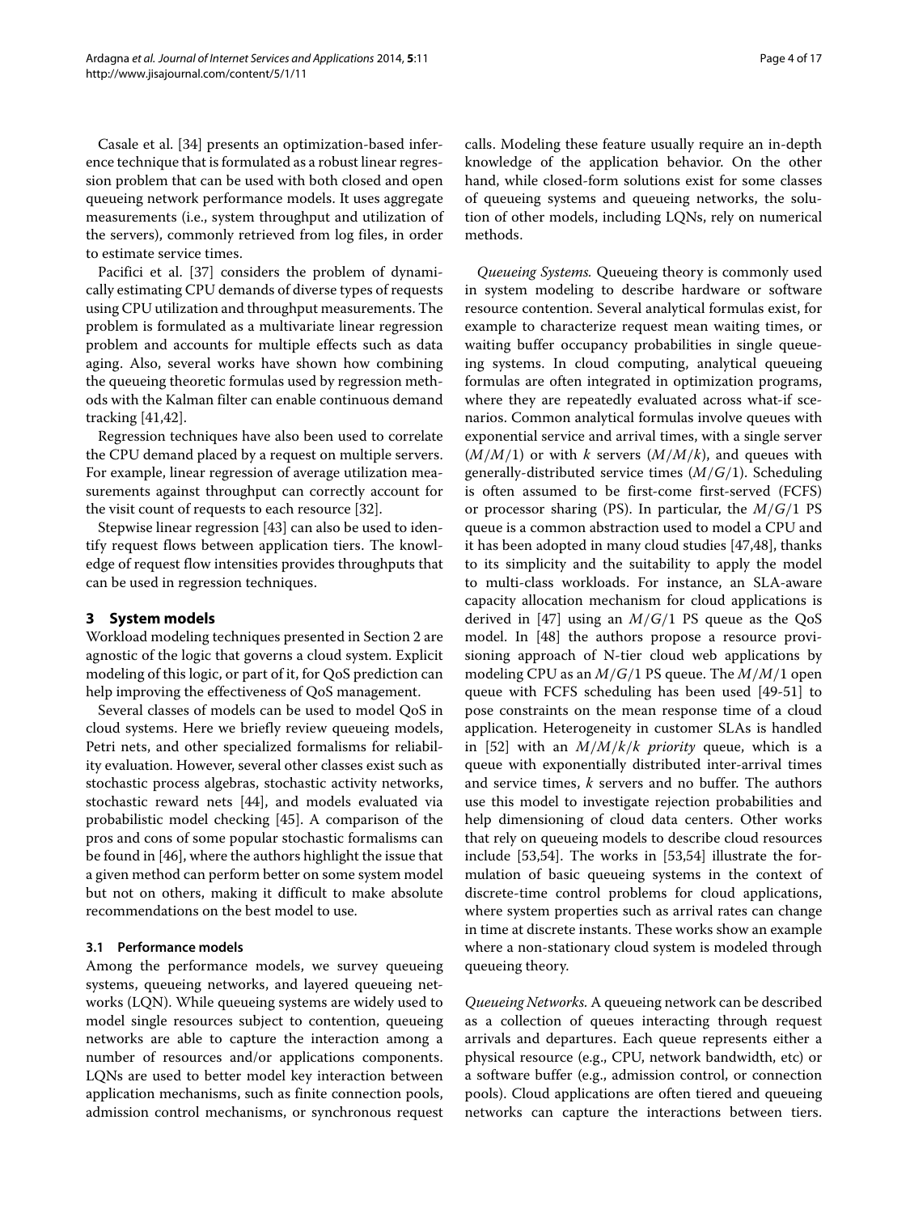Casale et al. [34] presents an optimization-based inference technique that is formulated as a robust linear regression problem that can be used with both closed and open queueing network performance models. It uses aggregate measurements (i.e., system throughput and utilization of the servers), commonly retrieved from log files, in order to estimate service times.

Pacifici et al. [37] considers the problem of dynamically estimating CPU demands of diverse types of requests using CPU utilization and throughput measurements. The problem is formulated as a multivariate linear regression problem and accounts for multiple effects such as data aging. Also, several works have shown how combining the queueing theoretic formulas used by regression methods with the Kalman filter can enable continuous demand tracking [41,42].

Regression techniques have also been used to correlate the CPU demand placed by a request on multiple servers. For example, linear regression of average utilization measurements against throughput can correctly account for the visit count of requests to each resource [32].

Stepwise linear regression [43] can also be used to identify request flows between application tiers. The knowledge of request flow intensities provides throughputs that can be used in regression techniques.

## 3 System models

Workload modeling techniques presented in Section 2 are agnostic of the logic that governs a cloud system. Explicit modeling of this logic, or part of it, for QoS prediction can help improving the effectiveness of QoS management.

Several classes of models can be used to model QoS in cloud systems. Here we briefly review queueing models, Petri nets, and other specialized formalisms for reliability evaluation. However, several other classes exist such as stochastic process algebras, stochastic activity networks, stochastic reward nets [44], and models evaluated via probabilistic model checking [45]. A comparison of the pros and cons of some popular stochastic formalisms can be found in [46], where the authors highlight the issue that a given method can perform better on some system model but not on others, making it difficult to make absolute recommendations on the best model to use.

### 3.1 Performance models

Among the performance models, we survey queueing systems, queueing networks, and layered queueing networks (LQN). While queueing systems are widely used to model single resources subject to contention, queueing networks are able to capture the interaction among a number of resources and/or applications components. LQNs are used to better model key interaction between application mechanisms, such as finite connection pools, admission control mechanisms, or synchronous request calls. Modeling these feature usually require an in-depth knowledge of the application behavior. On the other hand, while closed-form solutions exist for some classes of queueing systems and queueing networks, the solution of other models, including LQNs, rely on numerical methods.

*Queueing Systems.* Queueing theory is commonly used in system modeling to describe hardware or software resource contention. Several analytical formulas exist, for example to characterize request mean waiting times, or waiting buffer occupancy probabilities in single queueing systems. In cloud computing, analytical queueing formulas are often integrated in optimization programs, where they are repeatedly evaluated across what-if scenarios. Common analytical formulas involve queues with exponential service and arrival times, with a single server ($M/M/1$) or with $k$ servers ($M/M/k$), and queues with generally-distributed service times ($M/G/1$). Scheduling is often assumed to be first-come first-served (FCFS) or processor sharing (PS). In particular, the $M/G/1$ PS queue is a common abstraction used to model a CPU and it has been adopted in many cloud studies [47,48], thanks to its simplicity and the suitability to apply the model to multi-class workloads. For instance, an SLA-aware capacity allocation mechanism for cloud applications is derived in [47] using an $M/G/1$ PS queue as the QoS model. In [48] the authors propose a resource provisioning approach of N-tier cloud web applications by modeling CPU as an $M/G/1$ PS queue. The $M/M/1$ open queue with FCFS scheduling has been used [49-51] to pose constraints on the mean response time of a cloud application. Heterogeneity in customer SLAs is handled in [52] with an $M/M/k/k$ *priority* queue, which is a queue with exponentially distributed inter-arrival times and service times, $k$ servers and no buffer. The authors use this model to investigate rejection probabilities and help dimensioning of cloud data centers. Other works that rely on queueing models to describe cloud resources include [53,54]. The works in [53,54] illustrate the formulation of basic queueing systems in the context of discrete-time control problems for cloud applications, where system properties such as arrival rates can change in time at discrete instants. These works show an example where a non-stationary cloud system is modeled through queueing theory.

*Queueing Networks.* A queueing network can be described as a collection of queues interacting through request arrivals and departures. Each queue represents either a physical resource (e.g., CPU, network bandwidth, etc) or a software buffer (e.g., admission control, or connection pools). Cloud applications are often tiered and queueing networks can capture the interactions between tiers.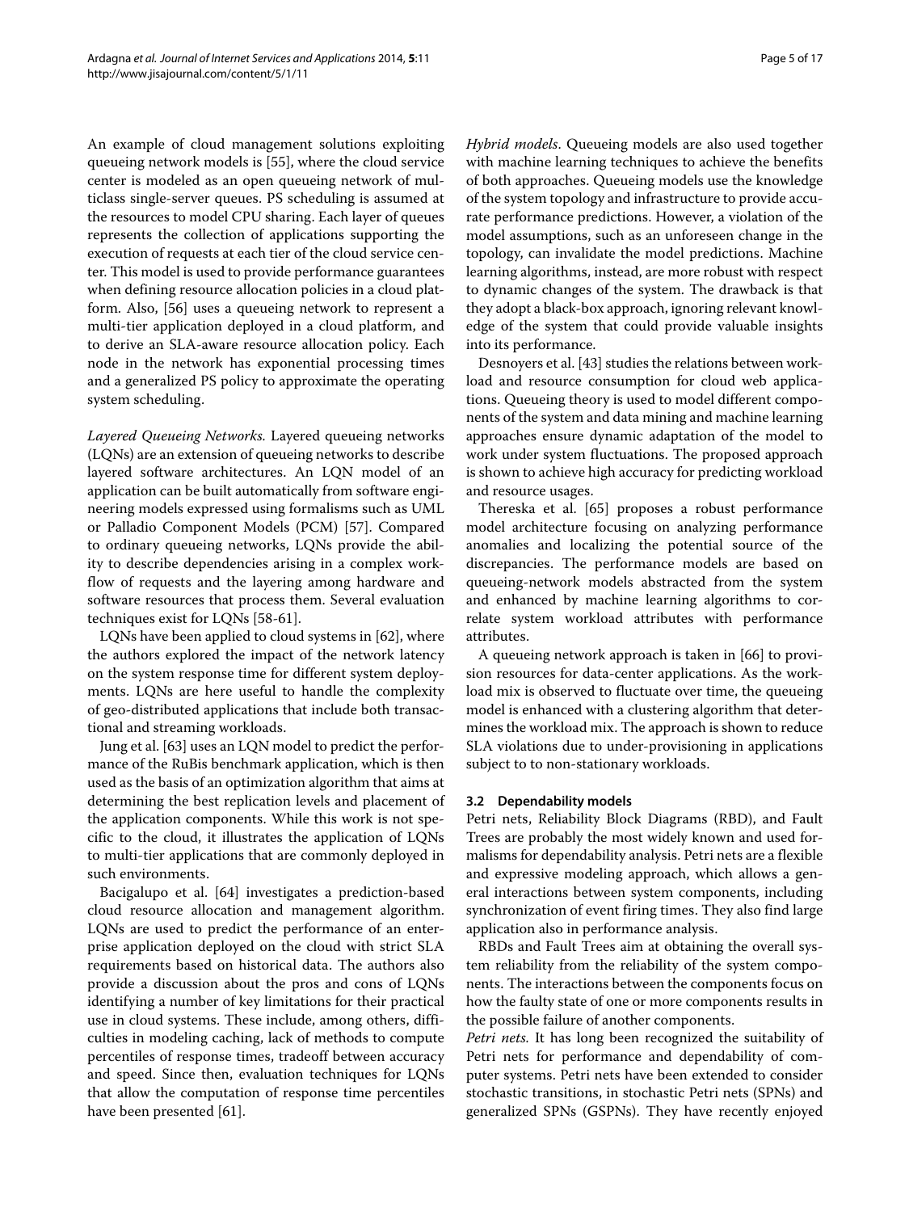An example of cloud management solutions exploiting queueing network models is [55], where the cloud service center is modeled as an open queueing network of multiclass single-server queues. PS scheduling is assumed at the resources to model CPU sharing. Each layer of queues represents the collection of applications supporting the execution of requests at each tier of the cloud service center. This model is used to provide performance guarantees when defining resource allocation policies in a cloud platform. Also, [56] uses a queueing network to represent a multi-tier application deployed in a cloud platform, and to derive an SLA-aware resource allocation policy. Each node in the network has exponential processing times and a generalized PS policy to approximate the operating system scheduling.

*Layered Queueing Networks.* Layered queueing networks (LQNs) are an extension of queueing networks to describe layered software architectures. An LQN model of an application can be built automatically from software engineering models expressed using formalisms such as UML or Palladio Component Models (PCM) [57]. Compared to ordinary queueing networks, LQNs provide the ability to describe dependencies arising in a complex workflow of requests and the layering among hardware and software resources that process them. Several evaluation techniques exist for LQNs [58-61].

LQNs have been applied to cloud systems in [62], where the authors explored the impact of the network latency on the system response time for different system deployments. LQNs are here useful to handle the complexity of geo-distributed applications that include both transactional and streaming workloads.

Jung et al. [63] uses an LQN model to predict the performance of the RuBis benchmark application, which is then used as the basis of an optimization algorithm that aims at determining the best replication levels and placement of the application components. While this work is not specific to the cloud, it illustrates the application of LQNs to multi-tier applications that are commonly deployed in such environments.

Bacigalupo et al. [64] investigates a prediction-based cloud resource allocation and management algorithm. LQNs are used to predict the performance of an enterprise application deployed on the cloud with strict SLA requirements based on historical data. The authors also provide a discussion about the pros and cons of LQNs identifying a number of key limitations for their practical use in cloud systems. These include, among others, difficulties in modeling caching, lack of methods to compute percentiles of response times, tradeoff between accuracy and speed. Since then, evaluation techniques for LQNs that allow the computation of response time percentiles have been presented [61].

*Hybrid models*. Queueing models are also used together with machine learning techniques to achieve the benefits of both approaches. Queueing models use the knowledge of the system topology and infrastructure to provide accurate performance predictions. However, a violation of the model assumptions, such as an unforeseen change in the topology, can invalidate the model predictions. Machine learning algorithms, instead, are more robust with respect to dynamic changes of the system. The drawback is that they adopt a black-box approach, ignoring relevant knowledge of the system that could provide valuable insights into its performance.

Desnoyers et al. [43] studies the relations between workload and resource consumption for cloud web applications. Queueing theory is used to model different components of the system and data mining and machine learning approaches ensure dynamic adaptation of the model to work under system fluctuations. The proposed approach is shown to achieve high accuracy for predicting workload and resource usages.

Thereska et al. [65] proposes a robust performance model architecture focusing on analyzing performance anomalies and localizing the potential source of the discrepancies. The performance models are based on queueing-network models abstracted from the system and enhanced by machine learning algorithms to correlate system workload attributes with performance attributes.

A queueing network approach is taken in [66] to provision resources for data-center applications. As the workload mix is observed to fluctuate over time, the queueing model is enhanced with a clustering algorithm that determines the workload mix. The approach is shown to reduce SLA violations due to under-provisioning in applications subject to to non-stationary workloads.

### 3.2 Dependability models

Petri nets, Reliability Block Diagrams (RBD), and Fault Trees are probably the most widely known and used formalisms for dependability analysis. Petri nets are a flexible and expressive modeling approach, which allows a general interactions between system components, including synchronization of event firing times. They also find large application also in performance analysis.

RBDs and Fault Trees aim at obtaining the overall system reliability from the reliability of the system components. The interactions between the components focus on how the faulty state of one or more components results in the possible failure of another components.

*Petri nets.* It has long been recognized the suitability of Petri nets for performance and dependability of computer systems. Petri nets have been extended to consider stochastic transitions, in stochastic Petri nets (SPNs) and generalized SPNs (GSPNs). They have recently enjoyed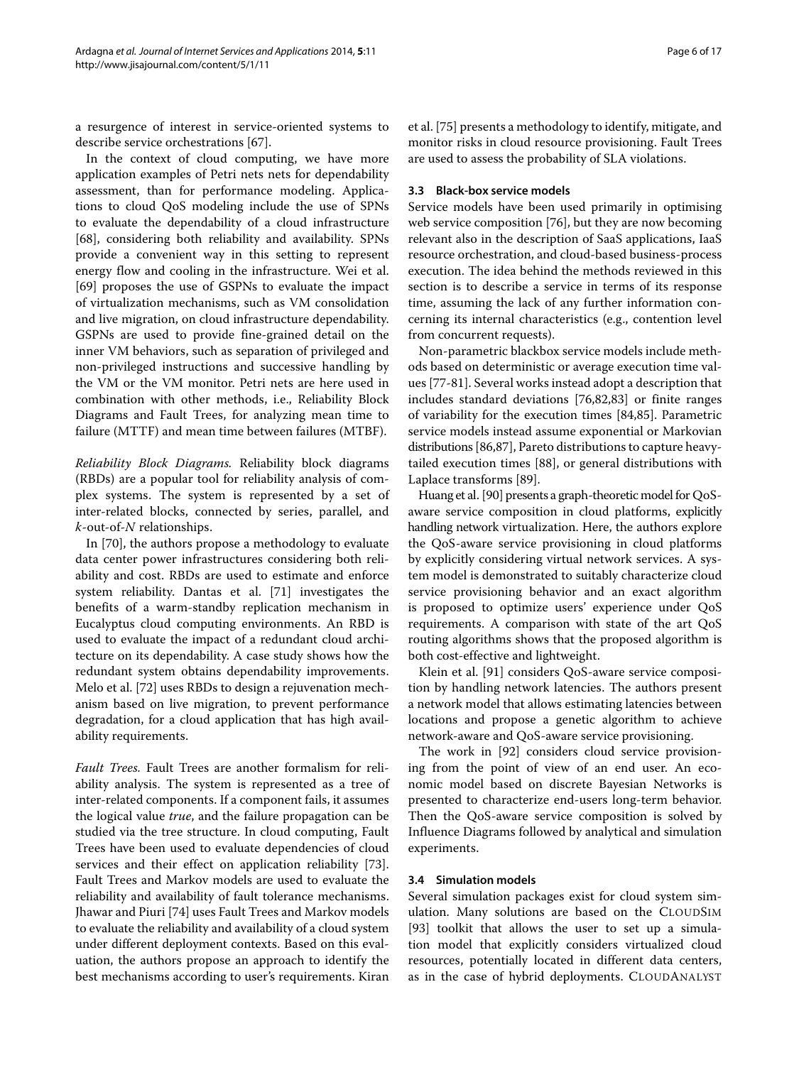a resurgence of interest in service-oriented systems to describe service orchestrations [67].

In the context of cloud computing, we have more application examples of Petri nets nets for dependability assessment, than for performance modeling. Applications to cloud QoS modeling include the use of SPNs to evaluate the dependability of a cloud infrastructure [68], considering both reliability and availability. SPNs provide a convenient way in this setting to represent energy flow and cooling in the infrastructure. Wei et al. [69] proposes the use of GSPNs to evaluate the impact of virtualization mechanisms, such as VM consolidation and live migration, on cloud infrastructure dependability. GSPNs are used to provide fine-grained detail on the inner VM behaviors, such as separation of privileged and non-privileged instructions and successive handling by the VM or the VM monitor. Petri nets are here used in combination with other methods, i.e., Reliability Block Diagrams and Fault Trees, for analyzing mean time to failure (MTTF) and mean time between failures (MTBF).

*Reliability Block Diagrams.* Reliability block diagrams (RBDs) are a popular tool for reliability analysis of complex systems. The system is represented by a set of inter-related blocks, connected by series, parallel, and *k*-out-of-*N* relationships.

In [70], the authors propose a methodology to evaluate data center power infrastructures considering both reliability and cost. RBDs are used to estimate and enforce system reliability. Dantas et al. [71] investigates the benefits of a warm-standby replication mechanism in Eucalyptus cloud computing environments. An RBD is used to evaluate the impact of a redundant cloud architecture on its dependability. A case study shows how the redundant system obtains dependability improvements. Melo et al. [72] uses RBDs to design a rejuvenation mechanism based on live migration, to prevent performance degradation, for a cloud application that has high availability requirements.

*Fault Trees.* Fault Trees are another formalism for reliability analysis. The system is represented as a tree of inter-related components. If a component fails, it assumes the logical value *true*, and the failure propagation can be studied via the tree structure. In cloud computing, Fault Trees have been used to evaluate dependencies of cloud services and their effect on application reliability [73]. Fault Trees and Markov models are used to evaluate the reliability and availability of fault tolerance mechanisms. Jhawar and Piuri [74] uses Fault Trees and Markov models to evaluate the reliability and availability of a cloud system under different deployment contexts. Based on this evaluation, the authors propose an approach to identify the best mechanisms according to user's requirements. Kiran et al. [75] presents a methodology to identify, mitigate, and monitor risks in cloud resource provisioning. Fault Trees are used to assess the probability of SLA violations.

### 3.3 Black-box service models

Service models have been used primarily in optimising web service composition [76], but they are now becoming relevant also in the description of SaaS applications, IaaS resource orchestration, and cloud-based business-process execution. The idea behind the methods reviewed in this section is to describe a service in terms of its response time, assuming the lack of any further information concerning its internal characteristics (e.g., contention level from concurrent requests).

Non-parametric blackbox service models include methods based on deterministic or average execution time values [77-81]. Several works instead adopt a description that includes standard deviations [76,82,83] or finite ranges of variability for the execution times [84,85]. Parametric service models instead assume exponential or Markovian distributions [86,87], Pareto distributions to capture heavy-tailed execution times [88], or general distributions with Laplace transforms [89].

Huang et al. [90] presents a graph-theoretic model for QoS-aware service composition in cloud platforms, explicitly handling network virtualization. Here, the authors explore the QoS-aware service provisioning in cloud platforms by explicitly considering virtual network services. A system model is demonstrated to suitably characterize cloud service provisioning behavior and an exact algorithm is proposed to optimize users' experience under QoS requirements. A comparison with state of the art QoS routing algorithms shows that the proposed algorithm is both cost-effective and lightweight.

Klein et al. [91] considers QoS-aware service composition by handling network latencies. The authors present a network model that allows estimating latencies between locations and propose a genetic algorithm to achieve network-aware and QoS-aware service provisioning.

The work in [92] considers cloud service provisioning from the point of view of an end user. An economic model based on discrete Bayesian Networks is presented to characterize end-users long-term behavior. Then the QoS-aware service composition is solved by Influence Diagrams followed by analytical and simulation experiments.

### 3.4 Simulation models

Several simulation packages exist for cloud system simulation. Many solutions are based on the CloudSim [93] toolkit that allows the user to set up a simulation model that explicitly considers virtualized cloud resources, potentially located in different data centers, as in the case of hybrid deployments. CloudAnalyst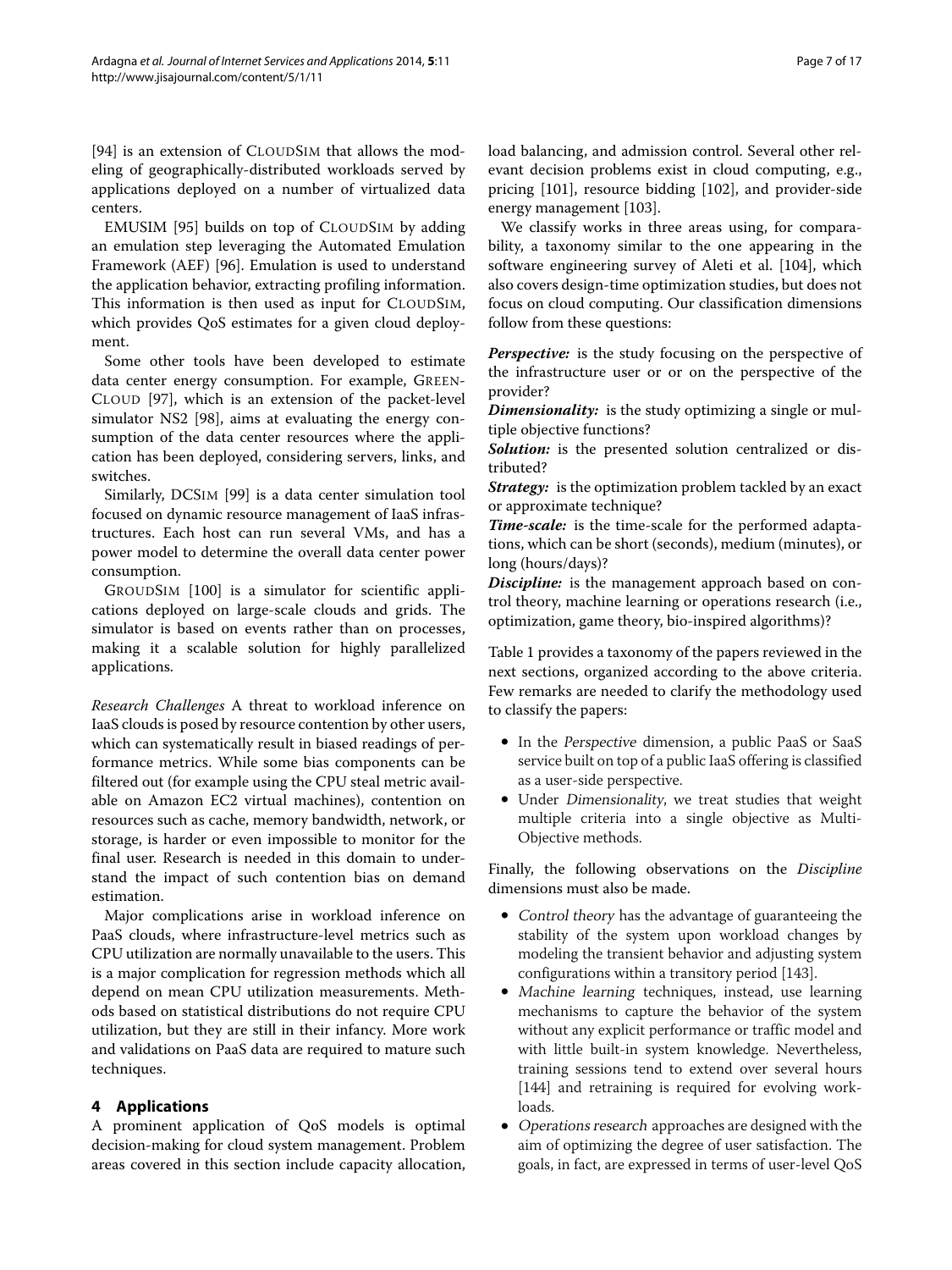[94] is an extension of CloudSim that allows the modeling of geographically-distributed workloads served by applications deployed on a number of virtualized data centers.

EMUSIM [95] builds on top of CloudSim by adding an emulation step leveraging the Automated Emulation Framework (AEF) [96]. Emulation is used to understand the application behavior, extracting profiling information. This information is then used as input for CloudSim, which provides QoS estimates for a given cloud deployment.

Some other tools have been developed to estimate data center energy consumption. For example, GreenCloud [97], which is an extension of the packet-level simulator NS2 [98], aims at evaluating the energy consumption of the data center resources where the application has been deployed, considering servers, links, and switches.

Similarly, DCSim [99] is a data center simulation tool focused on dynamic resource management of IaaS infrastructures. Each host can run several VMs, and has a power model to determine the overall data center power consumption.

GroudSim [100] is a simulator for scientific applications deployed on large-scale clouds and grids. The simulator is based on events rather than on processes, making it a scalable solution for highly parallelized applications.

*Research Challenges* A threat to workload inference on IaaS clouds is posed by resource contention by other users, which can systematically result in biased readings of performance metrics. While some bias components can be filtered out (for example using the CPU steal metric available on Amazon EC2 virtual machines), contention on resources such as cache, memory bandwidth, network, or storage, is harder or even impossible to monitor for the final user. Research is needed in this domain to understand the impact of such contention bias on demand estimation.

Major complications arise in workload inference on PaaS clouds, where infrastructure-level metrics such as CPU utilization are normally unavailable to the users. This is a major complication for regression methods which all depend on mean CPU utilization measurements. Methods based on statistical distributions do not require CPU utilization, but they are still in their infancy. More work and validations on PaaS data are required to mature such techniques.

## 4 Applications

A prominent application of QoS models is optimal decision-making for cloud system management. Problem areas covered in this section include capacity allocation, load balancing, and admission control. Several other relevant decision problems exist in cloud computing, e.g., pricing [101], resource bidding [102], and provider-side energy management [103].

We classify works in three areas using, for comparability, a taxonomy similar to the one appearing in the software engineering survey of Aleti et al. [104], which also covers design-time optimization studies, but does not focus on cloud computing. Our classification dimensions follow from these questions:

***Perspective:*** is the study focusing on the perspective of the infrastructure user or or on the perspective of the provider?
***Dimensionality:*** is the study optimizing a single or multiple objective functions?
***Solution:*** is the presented solution centralized or distributed?
***Strategy:*** is the optimization problem tackled by an exact or approximate technique?
***Time-scale:*** is the time-scale for the performed adaptations, which can be short (seconds), medium (minutes), or long (hours/days)?
***Discipline:*** is the management approach based on control theory, machine learning or operations research (i.e., optimization, game theory, bio-inspired algorithms)?

Table 1 provides a taxonomy of the papers reviewed in the next sections, organized according to the above criteria. Few remarks are needed to clarify the methodology used to classify the papers:

- In the *Perspective* dimension, a public PaaS or SaaS service built on top of a public IaaS offering is classified as a user-side perspective.
- Under *Dimensionality*, we treat studies that weight multiple criteria into a single objective as Multi-Objective methods.

Finally, the following observations on the *Discipline* dimensions must also be made.

- *Control theory* has the advantage of guaranteeing the stability of the system upon workload changes by modeling the transient behavior and adjusting system configurations within a transitory period [143].
- *Machine learning* techniques, instead, use learning mechanisms to capture the behavior of the system without any explicit performance or traffic model and with little built-in system knowledge. Nevertheless, training sessions tend to extend over several hours [144] and retraining is required for evolving workloads.
- *Operations research* approaches are designed with the aim of optimizing the degree of user satisfaction. The goals, in fact, are expressed in terms of user-level QoS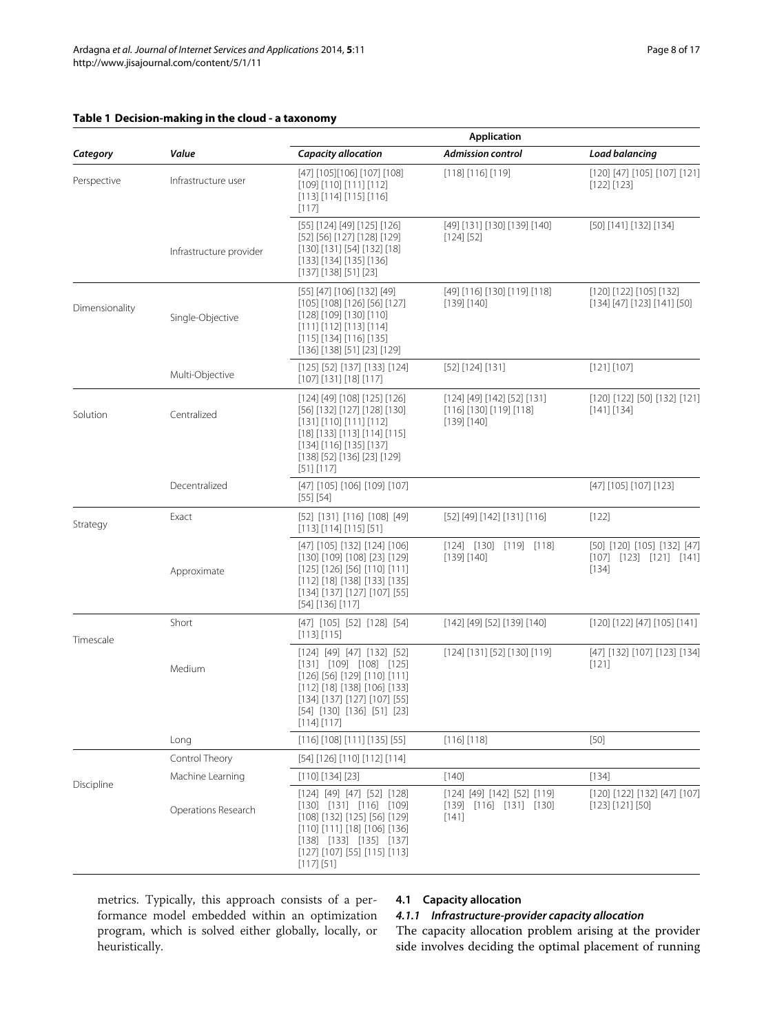**Table 1 Decision-making in the cloud - a taxonomy**

| Category | Value | Application | | |
|---|---|---|---|---|
| | | ***Capacity allocation*** | ***Admission control*** | ***Load balancing*** |
| Perspective | Infrastructure user | [47] [105][106] [107] [108] [109] [110] [111] [112] [113] [114] [115] [116] [117] | [118] [116] [119] | [120] [47] [105] [107] [121] [122] [123] |
| | Infrastructure provider | [55] [124] [49] [125] [126] [52] [56] [127] [128] [129] [130] [131] [54] [132] [18] [133] [134] [135] [136] [137] [138] [51] [23] | [49] [131] [130] [139] [140] [124] [52] | [50] [141] [132] [134] |
| Dimensionality | Single-Objective | [55] [47] [106] [132] [49] [105] [108] [126] [56] [127] [128] [109] [130] [110] [111] [112] [113] [114] [115] [134] [116] [135] [136] [138] [51] [23] [129] | [49] [116] [130] [119] [118] [139] [140] | [120] [122] [105] [132] [134] [47] [123] [141] [50] |
| | Multi-Objective | [125] [52] [137] [133] [124] [107] [131] [18] [117] | [52] [124] [131] | [121] [107] |
| Solution | Centralized | [124] [49] [108] [125] [126] [56] [132] [127] [128] [130] [131] [110] [111] [112] [18] [133] [113] [114] [115] [134] [116] [135] [137] [138] [52] [136] [23] [129] [51] [117] | [124] [49] [142] [52] [131] [116] [130] [119] [118] [139] [140] | [120] [122] [50] [132] [121] [141] [134] |
| | Decentralized | [47] [105] [106] [109] [107] [55] [54] | | [47] [105] [107] [123] |
| Strategy | Exact | [52] [131] [116] [108] [49] [113] [114] [115] [51] | [52] [49] [142] [131] [116] | [122] |
| | Approximate | [47] [105] [132] [124] [106] [130] [109] [108] [23] [129] [125] [126] [56] [110] [111] [112] [18] [138] [133] [135] [134] [137] [127] [107] [55] [54] [136] [117] | [124] [130] [119] [118] [139] [140] | [50] [120] [105] [132] [47] [107] [123] [121] [141] [134] |
| Timescale | Short | [47] [105] [52] [128] [54] [113] [115] | [142] [49] [52] [139] [140] | [120] [122] [47] [105] [141] |
| | Medium | [124] [49] [47] [132] [52] [131] [109] [108] [125] [126] [56] [129] [110] [111] [112] [18] [138] [106] [133] [134] [137] [127] [107] [55] [54] [130] [136] [51] [23] [114] [117] | [124] [131] [52] [130] [119] | [47] [132] [107] [123] [134] [121] |
| | Long | [116] [108] [111] [135] [55] | [116] [118] | [50] |
| Discipline | Control Theory | [54] [126] [110] [112] [114] | | |
| | Machine Learning | [110] [134] [23] | [140] | [134] |
| | Operations Research | [124] [49] [47] [52] [128] [130] [131] [116] [109] [108] [132] [125] [56] [129] [110] [111] [18] [106] [136] [138] [133] [135] [137] [127] [107] [55] [115] [113] [117] [51] | [124] [49] [142] [52] [119] [139] [116] [131] [130] [141] | [120] [122] [132] [47] [107] [123] [121] [50] |

metrics. Typically, this approach consists of a performance model embedded within an optimization program, which is solved either globally, locally, or heuristically.

### 4.1 Capacity allocation

#### *4.1.1 Infrastructure-provider capacity allocation*

The capacity allocation problem arising at the provider side involves deciding the optimal placement of running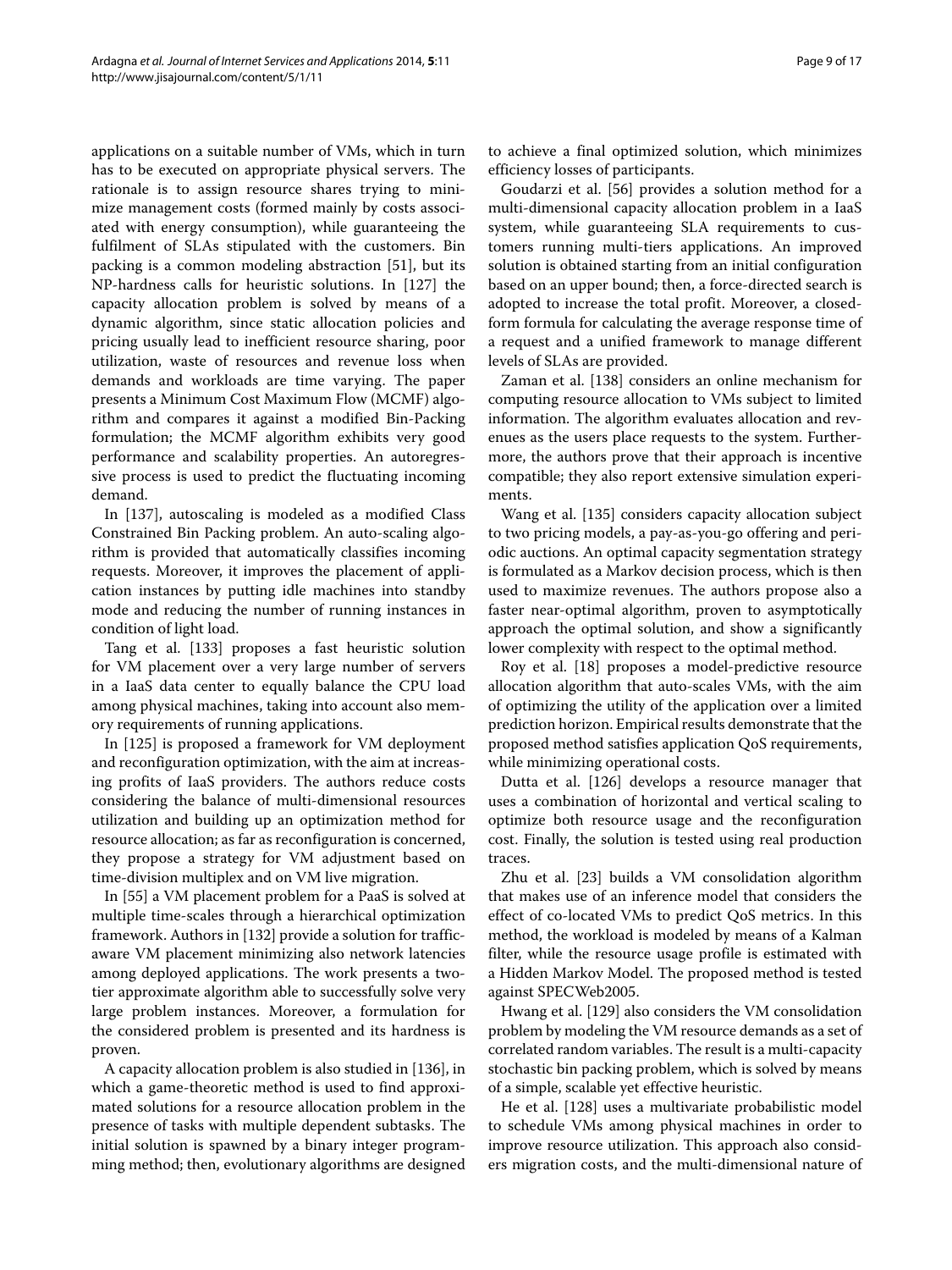applications on a suitable number of VMs, which in turn has to be executed on appropriate physical servers. The rationale is to assign resource shares trying to minimize management costs (formed mainly by costs associated with energy consumption), while guaranteeing the fulfilment of SLAs stipulated with the customers. Bin packing is a common modeling abstraction [51], but its NP-hardness calls for heuristic solutions. In [127] the capacity allocation problem is solved by means of a dynamic algorithm, since static allocation policies and pricing usually lead to inefficient resource sharing, poor utilization, waste of resources and revenue loss when demands and workloads are time varying. The paper presents a Minimum Cost Maximum Flow (MCMF) algorithm and compares it against a modified Bin-Packing formulation; the MCMF algorithm exhibits very good performance and scalability properties. An autoregressive process is used to predict the fluctuating incoming demand.

In [137], autoscaling is modeled as a modified Class Constrained Bin Packing problem. An auto-scaling algorithm is provided that automatically classifies incoming requests. Moreover, it improves the placement of application instances by putting idle machines into standby mode and reducing the number of running instances in condition of light load.

Tang et al. [133] proposes a fast heuristic solution for VM placement over a very large number of servers in a IaaS data center to equally balance the CPU load among physical machines, taking into account also memory requirements of running applications.

In [125] is proposed a framework for VM deployment and reconfiguration optimization, with the aim at increasing profits of IaaS providers. The authors reduce costs considering the balance of multi-dimensional resources utilization and building up an optimization method for resource allocation; as far as reconfiguration is concerned, they propose a strategy for VM adjustment based on time-division multiplex and on VM live migration.

In [55] a VM placement problem for a PaaS is solved at multiple time-scales through a hierarchical optimization framework. Authors in [132] provide a solution for traffic-aware VM placement minimizing also network latencies among deployed applications. The work presents a two-tier approximate algorithm able to successfully solve very large problem instances. Moreover, a formulation for the considered problem is presented and its hardness is proven.

A capacity allocation problem is also studied in [136], in which a game-theoretic method is used to find approximated solutions for a resource allocation problem in the presence of tasks with multiple dependent subtasks. The initial solution is spawned by a binary integer programming method; then, evolutionary algorithms are designed to achieve a final optimized solution, which minimizes efficiency losses of participants.

Goudarzi et al. [56] provides a solution method for a multi-dimensional capacity allocation problem in a IaaS system, while guaranteeing SLA requirements to customers running multi-tiers applications. An improved solution is obtained starting from an initial configuration based on an upper bound; then, a force-directed search is adopted to increase the total profit. Moreover, a closed-form formula for calculating the average response time of a request and a unified framework to manage different levels of SLAs are provided.

Zaman et al. [138] considers an online mechanism for computing resource allocation to VMs subject to limited information. The algorithm evaluates allocation and revenues as the users place requests to the system. Furthermore, the authors prove that their approach is incentive compatible; they also report extensive simulation experiments.

Wang et al. [135] considers capacity allocation subject to two pricing models, a pay-as-you-go offering and periodic auctions. An optimal capacity segmentation strategy is formulated as a Markov decision process, which is then used to maximize revenues. The authors propose also a faster near-optimal algorithm, proven to asymptotically approach the optimal solution, and show a significantly lower complexity with respect to the optimal method.

Roy et al. [18] proposes a model-predictive resource allocation algorithm that auto-scales VMs, with the aim of optimizing the utility of the application over a limited prediction horizon. Empirical results demonstrate that the proposed method satisfies application QoS requirements, while minimizing operational costs.

Dutta et al. [126] develops a resource manager that uses a combination of horizontal and vertical scaling to optimize both resource usage and the reconfiguration cost. Finally, the solution is tested using real production traces.

Zhu et al. [23] builds a VM consolidation algorithm that makes use of an inference model that considers the effect of co-located VMs to predict QoS metrics. In this method, the workload is modeled by means of a Kalman filter, while the resource usage profile is estimated with a Hidden Markov Model. The proposed method is tested against SPECWeb2005.

Hwang et al. [129] also considers the VM consolidation problem by modeling the VM resource demands as a set of correlated random variables. The result is a multi-capacity stochastic bin packing problem, which is solved by means of a simple, scalable yet effective heuristic.

He et al. [128] uses a multivariate probabilistic model to schedule VMs among physical machines in order to improve resource utilization. This approach also considers migration costs, and the multi-dimensional nature of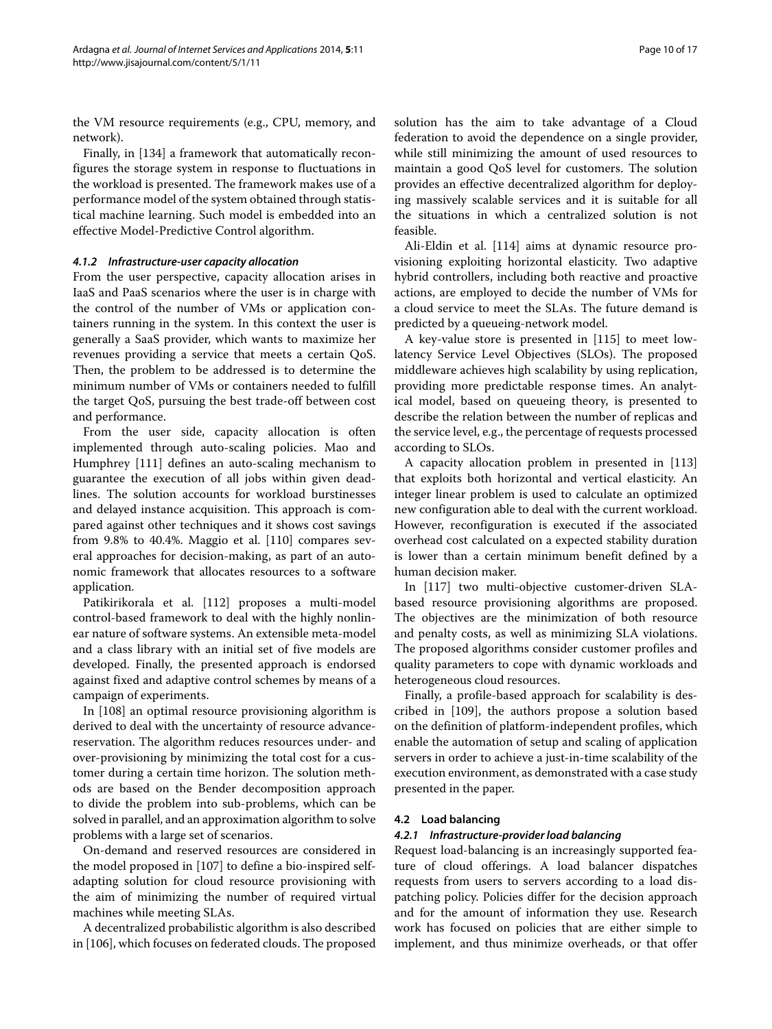the VM resource requirements (e.g., CPU, memory, and network).

Finally, in [134] a framework that automatically reconfigures the storage system in response to fluctuations in the workload is presented. The framework makes use of a performance model of the system obtained through statistical machine learning. Such model is embedded into an effective Model-Predictive Control algorithm.

#### 4.1.2 Infrastructure-user capacity allocation

From the user perspective, capacity allocation arises in IaaS and PaaS scenarios where the user is in charge with the control of the number of VMs or application containers running in the system. In this context the user is generally a SaaS provider, which wants to maximize her revenues providing a service that meets a certain QoS. Then, the problem to be addressed is to determine the minimum number of VMs or containers needed to fulfill the target QoS, pursuing the best trade-off between cost and performance.

From the user side, capacity allocation is often implemented through auto-scaling policies. Mao and Humphrey [111] defines an auto-scaling mechanism to guarantee the execution of all jobs within given deadlines. The solution accounts for workload burstinesses and delayed instance acquisition. This approach is compared against other techniques and it shows cost savings from 9.8% to 40.4%. Maggio et al. [110] compares several approaches for decision-making, as part of an autonomic framework that allocates resources to a software application.

Patikirikorala et al. [112] proposes a multi-model control-based framework to deal with the highly nonlinear nature of software systems. An extensible meta-model and a class library with an initial set of five models are developed. Finally, the presented approach is endorsed against fixed and adaptive control schemes by means of a campaign of experiments.

In [108] an optimal resource provisioning algorithm is derived to deal with the uncertainty of resource advance-reservation. The algorithm reduces resources under- and over-provisioning by minimizing the total cost for a customer during a certain time horizon. The solution methods are based on the Bender decomposition approach to divide the problem into sub-problems, which can be solved in parallel, and an approximation algorithm to solve problems with a large set of scenarios.

On-demand and reserved resources are considered in the model proposed in [107] to define a bio-inspired self-adapting solution for cloud resource provisioning with the aim of minimizing the number of required virtual machines while meeting SLAs.

A decentralized probabilistic algorithm is also described in [106], which focuses on federated clouds. The proposed solution has the aim to take advantage of a Cloud federation to avoid the dependence on a single provider, while still minimizing the amount of used resources to maintain a good QoS level for customers. The solution provides an effective decentralized algorithm for deploying massively scalable services and it is suitable for all the situations in which a centralized solution is not feasible.

Ali-Eldin et al. [114] aims at dynamic resource provisioning exploiting horizontal elasticity. Two adaptive hybrid controllers, including both reactive and proactive actions, are employed to decide the number of VMs for a cloud service to meet the SLAs. The future demand is predicted by a queueing-network model.

A key-value store is presented in [115] to meet low-latency Service Level Objectives (SLOs). The proposed middleware achieves high scalability by using replication, providing more predictable response times. An analytical model, based on queueing theory, is presented to describe the relation between the number of replicas and the service level, e.g., the percentage of requests processed according to SLOs.

A capacity allocation problem in presented in [113] that exploits both horizontal and vertical elasticity. An integer linear problem is used to calculate an optimized new configuration able to deal with the current workload. However, reconfiguration is executed if the associated overhead cost calculated on a expected stability duration is lower than a certain minimum benefit defined by a human decision maker.

In [117] two multi-objective customer-driven SLA-based resource provisioning algorithms are proposed. The objectives are the minimization of both resource and penalty costs, as well as minimizing SLA violations. The proposed algorithms consider customer profiles and quality parameters to cope with dynamic workloads and heterogeneous cloud resources.

Finally, a profile-based approach for scalability is described in [109], the authors propose a solution based on the definition of platform-independent profiles, which enable the automation of setup and scaling of application servers in order to achieve a just-in-time scalability of the execution environment, as demonstrated with a case study presented in the paper.

### 4.2 Load balancing

#### 4.2.1 Infrastructure-provider load balancing

Request load-balancing is an increasingly supported feature of cloud offerings. A load balancer dispatches requests from users to servers according to a load dispatching policy. Policies differ for the decision approach and for the amount of information they use. Research work has focused on policies that are either simple to implement, and thus minimize overheads, or that offer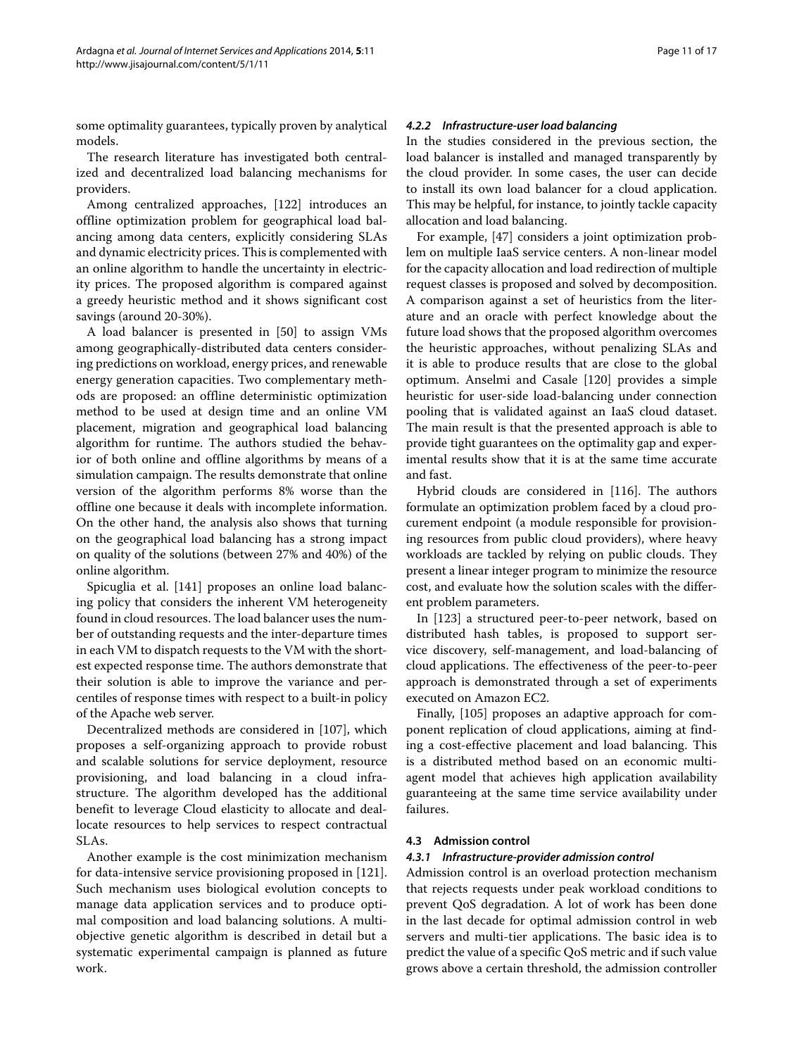some optimality guarantees, typically proven by analytical models.

The research literature has investigated both centralized and decentralized load balancing mechanisms for providers.

Among centralized approaches, [122] introduces an offline optimization problem for geographical load balancing among data centers, explicitly considering SLAs and dynamic electricity prices. This is complemented with an online algorithm to handle the uncertainty in electricity prices. The proposed algorithm is compared against a greedy heuristic method and it shows significant cost savings (around 20-30%).

A load balancer is presented in [50] to assign VMs among geographically-distributed data centers considering predictions on workload, energy prices, and renewable energy generation capacities. Two complementary methods are proposed: an offline deterministic optimization method to be used at design time and an online VM placement, migration and geographical load balancing algorithm for runtime. The authors studied the behavior of both online and offline algorithms by means of a simulation campaign. The results demonstrate that online version of the algorithm performs 8% worse than the offline one because it deals with incomplete information. On the other hand, the analysis also shows that turning on the geographical load balancing has a strong impact on quality of the solutions (between 27% and 40%) of the online algorithm.

Spicuglia et al. [141] proposes an online load balancing policy that considers the inherent VM heterogeneity found in cloud resources. The load balancer uses the number of outstanding requests and the inter-departure times in each VM to dispatch requests to the VM with the shortest expected response time. The authors demonstrate that their solution is able to improve the variance and percentiles of response times with respect to a built-in policy of the Apache web server.

Decentralized methods are considered in [107], which proposes a self-organizing approach to provide robust and scalable solutions for service deployment, resource provisioning, and load balancing in a cloud infrastructure. The algorithm developed has the additional benefit to leverage Cloud elasticity to allocate and deallocate resources to help services to respect contractual SLAs.

Another example is the cost minimization mechanism for data-intensive service provisioning proposed in [121]. Such mechanism uses biological evolution concepts to manage data application services and to produce optimal composition and load balancing solutions. A multi-objective genetic algorithm is described in detail but a systematic experimental campaign is planned as future work.

#### *4.2.2 Infrastructure-user load balancing*

In the studies considered in the previous section, the load balancer is installed and managed transparently by the cloud provider. In some cases, the user can decide to install its own load balancer for a cloud application. This may be helpful, for instance, to jointly tackle capacity allocation and load balancing.

For example, [47] considers a joint optimization problem on multiple IaaS service centers. A non-linear model for the capacity allocation and load redirection of multiple request classes is proposed and solved by decomposition. A comparison against a set of heuristics from the literature and an oracle with perfect knowledge about the future load shows that the proposed algorithm overcomes the heuristic approaches, without penalizing SLAs and it is able to produce results that are close to the global optimum. Anselmi and Casale [120] provides a simple heuristic for user-side load-balancing under connection pooling that is validated against an IaaS cloud dataset. The main result is that the presented approach is able to provide tight guarantees on the optimality gap and experimental results show that it is at the same time accurate and fast.

Hybrid clouds are considered in [116]. The authors formulate an optimization problem faced by a cloud procurement endpoint (a module responsible for provisioning resources from public cloud providers), where heavy workloads are tackled by relying on public clouds. They present a linear integer program to minimize the resource cost, and evaluate how the solution scales with the different problem parameters.

In [123] a structured peer-to-peer network, based on distributed hash tables, is proposed to support service discovery, self-management, and load-balancing of cloud applications. The effectiveness of the peer-to-peer approach is demonstrated through a set of experiments executed on Amazon EC2.

Finally, [105] proposes an adaptive approach for component replication of cloud applications, aiming at finding a cost-effective placement and load balancing. This is a distributed method based on an economic multi-agent model that achieves high application availability guaranteeing at the same time service availability under failures.

### 4.3 Admission control

#### *4.3.1 Infrastructure-provider admission control*

Admission control is an overload protection mechanism that rejects requests under peak workload conditions to prevent QoS degradation. A lot of work has been done in the last decade for optimal admission control in web servers and multi-tier applications. The basic idea is to predict the value of a specific QoS metric and if such value grows above a certain threshold, the admission controller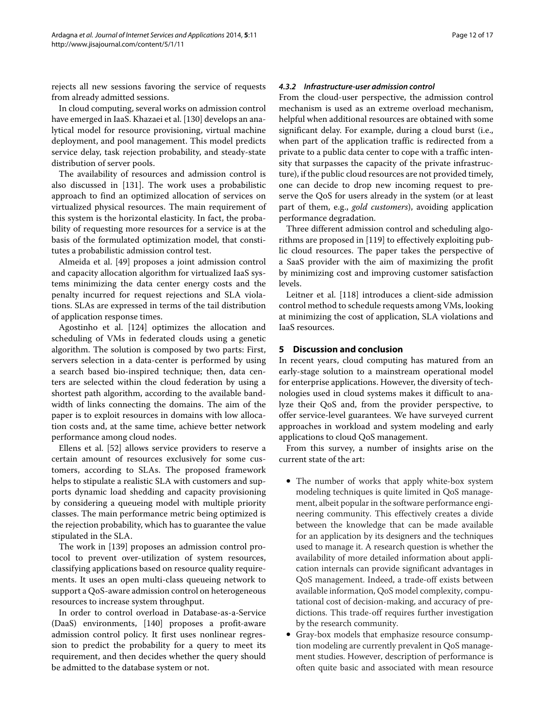rejects all new sessions favoring the service of requests from already admitted sessions.

In cloud computing, several works on admission control have emerged in IaaS. Khazaei et al. [130] develops an analytical model for resource provisioning, virtual machine deployment, and pool management. This model predicts service delay, task rejection probability, and steady-state distribution of server pools.

The availability of resources and admission control is also discussed in [131]. The work uses a probabilistic approach to find an optimized allocation of services on virtualized physical resources. The main requirement of this system is the horizontal elasticity. In fact, the probability of requesting more resources for a service is at the basis of the formulated optimization model, that constitutes a probabilistic admission control test.

Almeida et al. [49] proposes a joint admission control and capacity allocation algorithm for virtualized IaaS systems minimizing the data center energy costs and the penalty incurred for request rejections and SLA violations. SLAs are expressed in terms of the tail distribution of application response times.

Agostinho et al. [124] optimizes the allocation and scheduling of VMs in federated clouds using a genetic algorithm. The solution is composed by two parts: First, servers selection in a data-center is performed by using a search based bio-inspired technique; then, data centers are selected within the cloud federation by using a shortest path algorithm, according to the available bandwidth of links connecting the domains. The aim of the paper is to exploit resources in domains with low allocation costs and, at the same time, achieve better network performance among cloud nodes.

Ellens et al. [52] allows service providers to reserve a certain amount of resources exclusively for some customers, according to SLAs. The proposed framework helps to stipulate a realistic SLA with customers and supports dynamic load shedding and capacity provisioning by considering a queueing model with multiple priority classes. The main performance metric being optimized is the rejection probability, which has to guarantee the value stipulated in the SLA.

The work in [139] proposes an admission control protocol to prevent over-utilization of system resources, classifying applications based on resource quality requirements. It uses an open multi-class queueing network to support a QoS-aware admission control on heterogeneous resources to increase system throughput.

In order to control overload in Database-as-a-Service (DaaS) environments, [140] proposes a profit-aware admission control policy. It first uses nonlinear regression to predict the probability for a query to meet its requirement, and then decides whether the query should be admitted to the database system or not.

#### 4.3.2 Infrastructure-user admission control

From the cloud-user perspective, the admission control mechanism is used as an extreme overload mechanism, helpful when additional resources are obtained with some significant delay. For example, during a cloud burst (i.e., when part of the application traffic is redirected from a private to a public data center to cope with a traffic intensity that surpasses the capacity of the private infrastructure), if the public cloud resources are not provided timely, one can decide to drop new incoming request to preserve the QoS for users already in the system (or at least part of them, e.g., *gold customers*), avoiding application performance degradation.

Three different admission control and scheduling algorithms are proposed in [119] to effectively exploiting public cloud resources. The paper takes the perspective of a SaaS provider with the aim of maximizing the profit by minimizing cost and improving customer satisfaction levels.

Leitner et al. [118] introduces a client-side admission control method to schedule requests among VMs, looking at minimizing the cost of application, SLA violations and IaaS resources.

## 5 Discussion and conclusion

In recent years, cloud computing has matured from an early-stage solution to a mainstream operational model for enterprise applications. However, the diversity of technologies used in cloud systems makes it difficult to analyze their QoS and, from the provider perspective, to offer service-level guarantees. We have surveyed current approaches in workload and system modeling and early applications to cloud QoS management.

From this survey, a number of insights arise on the current state of the art:

- The number of works that apply white-box system modeling techniques is quite limited in QoS management, albeit popular in the software performance engineering community. This effectively creates a divide between the knowledge that can be made available for an application by its designers and the techniques used to manage it. A research question is whether the availability of more detailed information about application internals can provide significant advantages in QoS management. Indeed, a trade-off exists between available information, QoS model complexity, computational cost of decision-making, and accuracy of predictions. This trade-off requires further investigation by the research community.
- Gray-box models that emphasize resource consumption modeling are currently prevalent in QoS management studies. However, description of performance is often quite basic and associated with mean resource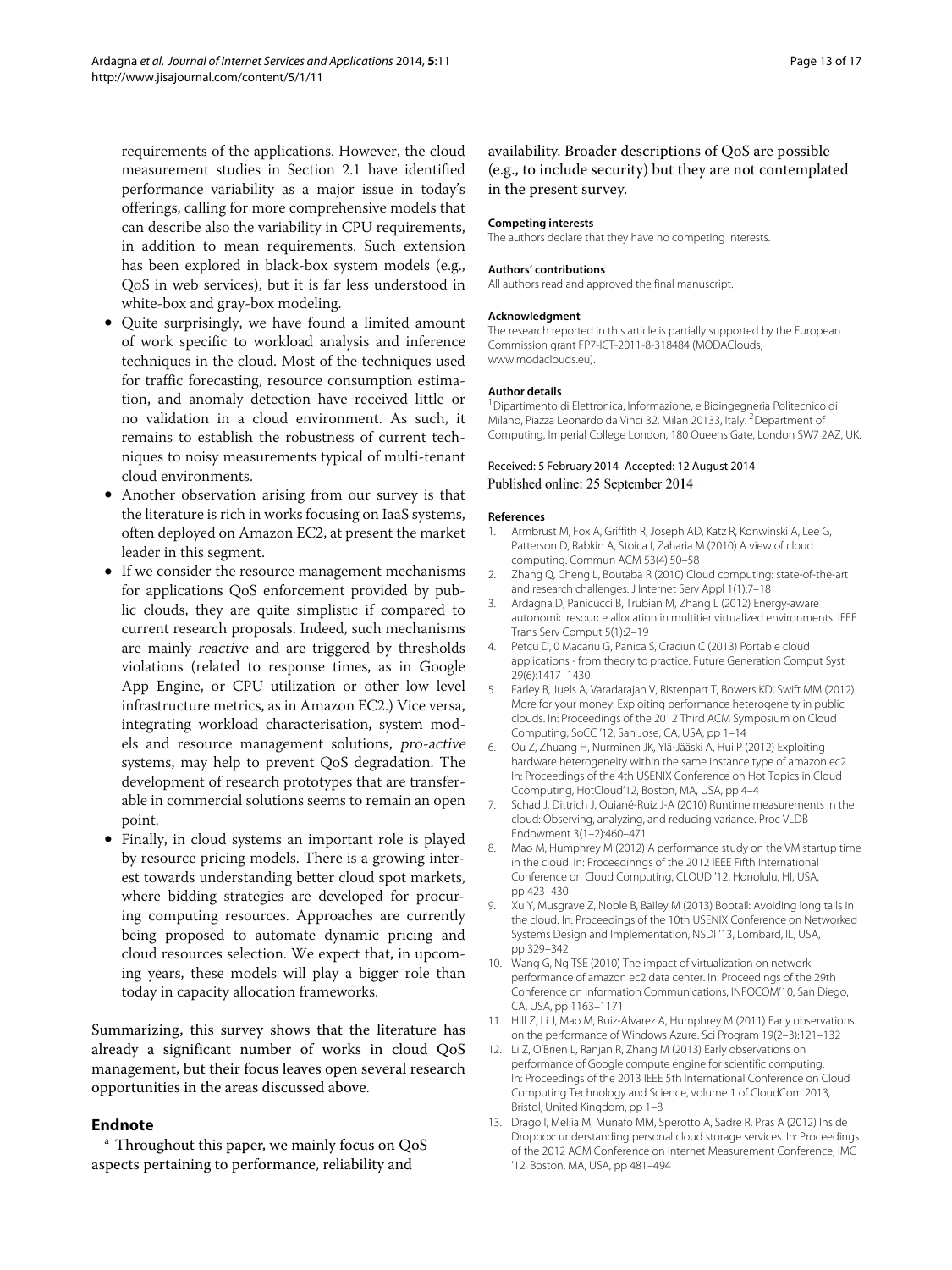requirements of the applications. However, the cloud measurement studies in Section 2.1 have identified performance variability as a major issue in today's offerings, calling for more comprehensive models that can describe also the variability in CPU requirements, in addition to mean requirements. Such extension has been explored in black-box system models (e.g., QoS in web services), but it is far less understood in white-box and gray-box modeling.

- Quite surprisingly, we have found a limited amount of work specific to workload analysis and inference techniques in the cloud. Most of the techniques used for traffic forecasting, resource consumption estimation, and anomaly detection have received little or no validation in a cloud environment. As such, it remains to establish the robustness of current techniques to noisy measurements typical of multi-tenant cloud environments.
- Another observation arising from our survey is that the literature is rich in works focusing on IaaS systems, often deployed on Amazon EC2, at present the market leader in this segment.
- If we consider the resource management mechanisms for applications QoS enforcement provided by public clouds, they are quite simplistic if compared to current research proposals. Indeed, such mechanisms are mainly *reactive* and are triggered by thresholds violations (related to response times, as in Google App Engine, or CPU utilization or other low level infrastructure metrics, as in Amazon EC2.) Vice versa, integrating workload characterisation, system models and resource management solutions, *pro-active* systems, may help to prevent QoS degradation. The development of research prototypes that are transferable in commercial solutions seems to remain an open point.
- Finally, in cloud systems an important role is played by resource pricing models. There is a growing interest towards understanding better cloud spot markets, where bidding strategies are developed for procuring computing resources. Approaches are currently being proposed to automate dynamic pricing and cloud resources selection. We expect that, in upcoming years, these models will play a bigger role than today in capacity allocation frameworks.

Summarizing, this survey shows that the literature has already a significant number of works in cloud QoS management, but their focus leaves open several research opportunities in the areas discussed above.

## Endnote

[a] Throughout this paper, we mainly focus on QoS aspects pertaining to performance, reliability and availability. Broader descriptions of QoS are possible (e.g., to include security) but they are not contemplated in the present survey.

#### Competing interests

The authors declare that they have no competing interests.

#### Authors' contributions

All authors read and approved the final manuscript.

#### Acknowledgment

The research reported in this article is partially supported by the European Commission grant FP7-ICT-2011-8-318484 (MODAClouds, www.modaclouds.eu).

#### Author details

[1] Dipartimento di Elettronica, Informazione, e Bioingegneria Politecnico di Milano, Piazza Leonardo da Vinci 32, Milan 20133, Italy. [2] Department of Computing, Imperial College London, 180 Queens Gate, London SW7 2AZ, UK.

Received: 5 February 2014 Accepted: 12 August 2014
Published online: 25 September 2014

#### References

1. Armbrust M, Fox A, Griffith R, Joseph AD, Katz R, Konwinski A, Lee G, Patterson D, Rabkin A, Stoica I, Zaharia M (2010) A view of cloud computing. Commun ACM 53(4):50–58
2. Zhang Q, Cheng L, Boutaba R (2010) Cloud computing: state-of-the-art and research challenges. J Internet Serv Appl 1(1):7–18
3. Ardagna D, Panicucci B, Trubian M, Zhang L (2012) Energy-aware autonomic resource allocation in multitier virtualized environments. IEEE Trans Serv Comput 5(1):2–19
4. Petcu D, 0 Macariu G, Panica S, Craciun C (2013) Portable cloud applications - from theory to practice. Future Generation Comput Syst 29(6):1417–1430
5. Farley B, Juels A, Varadarajan V, Ristenpart T, Bowers KD, Swift MM (2012) More for your money: Exploiting performance heterogeneity in public clouds. In: Proceedings of the 2012 Third ACM Symposium on Cloud Computing, SoCC '12, San Jose, CA, USA, pp 1–14
6. Ou Z, Zhuang H, Nurminen JK, Ylä-Jääski A, Hui P (2012) Exploiting hardware heterogeneity within the same instance type of amazon ec2. In: Proceedings of the 4th USENIX Conference on Hot Topics in Cloud Ccomputing, HotCloud'12, Boston, MA, USA, pp 4–4
7. Schad J, Dittrich J, Quiané-Ruiz J-A (2010) Runtime measurements in the cloud: Observing, analyzing, and reducing variance. Proc VLDB Endowment 3(1–2):460–471
8. Mao M, Humphrey M (2012) A performance study on the VM startup time in the cloud. In: Proceedinngs of the 2012 IEEE Fifth International Conference on Cloud Computing, CLOUD '12, Honolulu, HI, USA, pp 423–430
9. Xu Y, Musgrave Z, Noble B, Bailey M (2013) Bobtail: Avoiding long tails in the cloud. In: Proceedings of the 10th USENIX Conference on Networked Systems Design and Implementation, NSDI '13, Lombard, IL, USA, pp 329–342
10. Wang G, Ng TSE (2010) The impact of virtualization on network performance of amazon ec2 data center. In: Proceedings of the 29th Conference on Information Communications, INFOCOM'10, San Diego, CA, USA, pp 1163–1171
11. Hill Z, Li J, Mao M, Ruiz-Alvarez A, Humphrey M (2011) Early observations on the performance of Windows Azure. Sci Program 19(2–3):121–132
12. Li Z, O'Brien L, Ranjan R, Zhang M (2013) Early observations on performance of Google compute engine for scientific computing. In: Proceedings of the 2013 IEEE 5th International Conference on Cloud Computing Technology and Science, volume 1 of CloudCom 2013, Bristol, United Kingdom, pp 1–8
13. Drago I, Mellia M, Munafo MM, Sperotto A, Sadre R, Pras A (2012) Inside Dropbox: understanding personal cloud storage services. In: Proceedings of the 2012 ACM Conference on Internet Measurement Conference, IMC '12, Boston, MA, USA, pp 481–494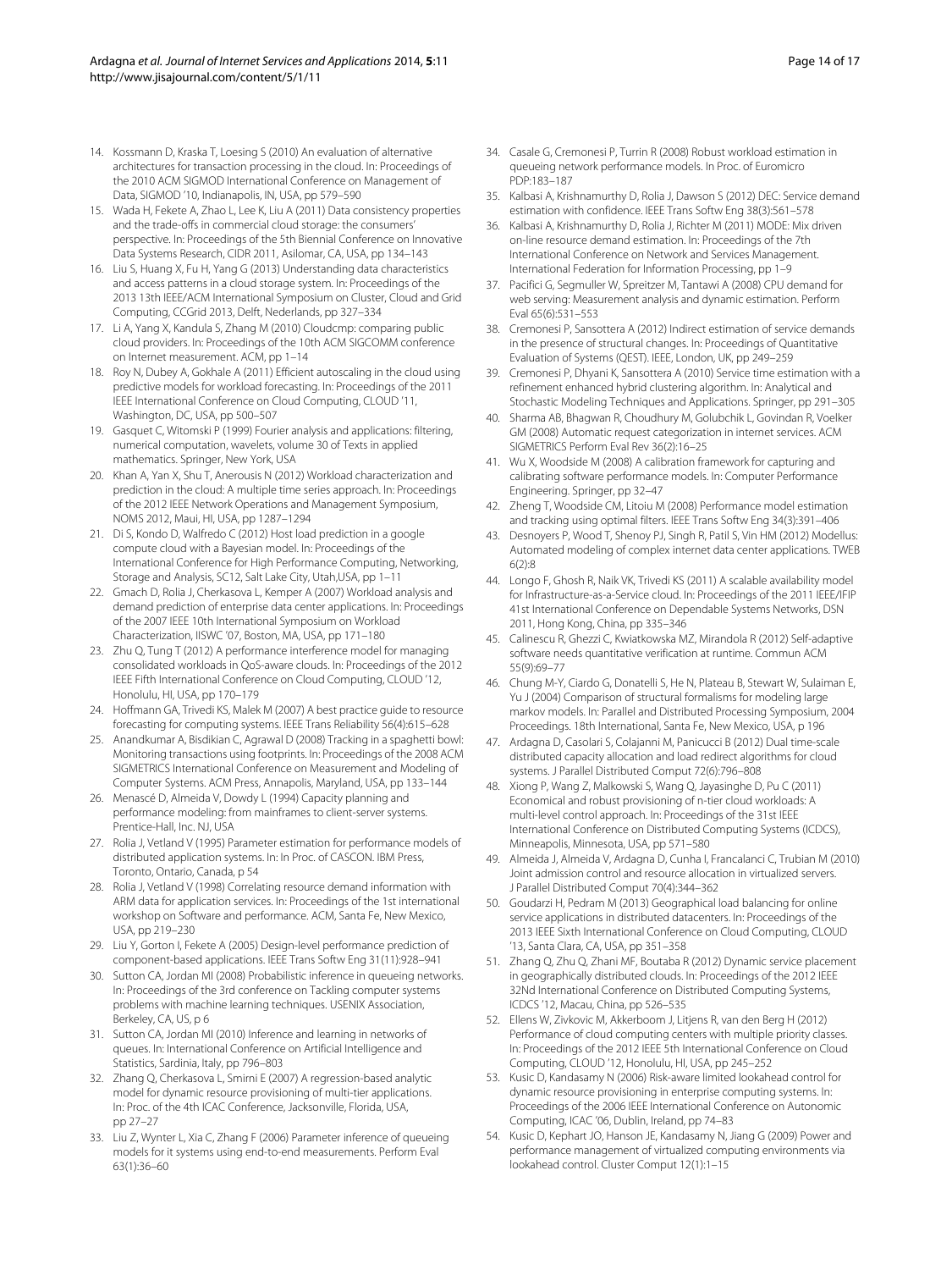14. Kossmann D, Kraska T, Loesing S (2010) An evaluation of alternative architectures for transaction processing in the cloud. In: Proceedings of the 2010 ACM SIGMOD International Conference on Management of Data, SIGMOD '10, Indianapolis, IN, USA, pp 579–590
15. Wada H, Fekete A, Zhao L, Lee K, Liu A (2011) Data consistency properties and the trade-offs in commercial cloud storage: the consumers' perspective. In: Proceedings of the 5th Biennial Conference on Innovative Data Systems Research, CIDR 2011, Asilomar, CA, USA, pp 134–143
16. Liu S, Huang X, Fu H, Yang G (2013) Understanding data characteristics and access patterns in a cloud storage system. In: Proceedings of the 2013 13th IEEE/ACM International Symposium on Cluster, Cloud and Grid Computing, CCGrid 2013, Delft, Nederlands, pp 327–334
17. Li A, Yang X, Kandula S, Zhang M (2010) Cloudcmp: comparing public cloud providers. In: Proceedings of the 10th ACM SIGCOMM conference on Internet measurement. ACM, pp 1–14
18. Roy N, Dubey A, Gokhale A (2011) Efficient autoscaling in the cloud using predictive models for workload forecasting. In: Proceedings of the 2011 IEEE International Conference on Cloud Computing, CLOUD '11, Washington, DC, USA, pp 500–507
19. Gasquet C, Witomski P (1999) Fourier analysis and applications: filtering, numerical computation, wavelets, volume 30 of Texts in applied mathematics. Springer, New York, USA
20. Khan A, Yan X, Shu T, Anerousis N (2012) Workload characterization and prediction in the cloud: A multiple time series approach. In: Proceedings of the 2012 IEEE Network Operations and Management Symposium, NOMS 2012, Maui, HI, USA, pp 1287–1294
21. Di S, Kondo D, Walfredo C (2012) Host load prediction in a google compute cloud with a Bayesian model. In: Proceedings of the International Conference for High Performance Computing, Networking, Storage and Analysis, SC12, Salt Lake City, Utah,USA, pp 1–11
22. Gmach D, Rolia J, Cherkasova L, Kemper A (2007) Workload analysis and demand prediction of enterprise data center applications. In: Proceedings of the 2007 IEEE 10th International Symposium on Workload Characterization, IISWC '07, Boston, MA, USA, pp 171–180
23. Zhu Q, Tung T (2012) A performance interference model for managing consolidated workloads in QoS-aware clouds. In: Proceedings of the 2012 IEEE Fifth International Conference on Cloud Computing, CLOUD '12, Honolulu, HI, USA, pp 170–179
24. Hoffmann GA, Trivedi KS, Malek M (2007) A best practice guide to resource forecasting for computing systems. IEEE Trans Reliability 56(4):615–628
25. Anandkumar A, Bisdikian C, Agrawal D (2008) Tracking in a spaghetti bowl: Monitoring transactions using footprints. In: Proceedings of the 2008 ACM SIGMETRICS International Conference on Measurement and Modeling of Computer Systems. ACM Press, Annapolis, Maryland, USA, pp 133–144
26. Menascé D, Almeida V, Dowdy L (1994) Capacity planning and performance modeling: from mainframes to client-server systems. Prentice-Hall, Inc. NJ, USA
27. Rolia J, Vetland V (1995) Parameter estimation for performance models of distributed application systems. In: In Proc. of CASCON. IBM Press, Toronto, Ontario, Canada, p 54
28. Rolia J, Vetland V (1998) Correlating resource demand information with ARM data for application services. In: Proceedings of the 1st international workshop on Software and performance. ACM, Santa Fe, New Mexico, USA, pp 219–230
29. Liu Y, Gorton I, Fekete A (2005) Design-level performance prediction of component-based applications. IEEE Trans Softw Eng 31(11):928–941
30. Sutton CA, Jordan MI (2008) Probabilistic inference in queueing networks. In: Proceedings of the 3rd conference on Tackling computer systems problems with machine learning techniques. USENIX Association, Berkeley, CA, US, p 6
31. Sutton CA, Jordan MI (2010) Inference and learning in networks of queues. In: International Conference on Artificial Intelligence and Statistics, Sardinia, Italy, pp 796–803
32. Zhang Q, Cherkasova L, Smirni E (2007) A regression-based analytic model for dynamic resource provisioning of multi-tier applications. In: Proc. of the 4th ICAC Conference, Jacksonville, Florida, USA, pp 27–27
33. Liu Z, Wynter L, Xia C, Zhang F (2006) Parameter inference of queueing models for it systems using end-to-end measurements. Perform Eval 63(1):36–60
34. Casale G, Cremonesi P, Turrin R (2008) Robust workload estimation in queueing network performance models. In Proc. of Euromicro PDP:183–187
35. Kalbasi A, Krishnamurthy D, Rolia J, Dawson S (2012) DEC: Service demand estimation with confidence. IEEE Trans Softw Eng 38(3):561–578
36. Kalbasi A, Krishnamurthy D, Rolia J, Richter M (2011) MODE: Mix driven on-line resource demand estimation. In: Proceedings of the 7th International Conference on Network and Services Management. International Federation for Information Processing, pp 1–9
37. Pacifici G, Segmuller W, Spreitzer M, Tantawi A (2008) CPU demand for web serving: Measurement analysis and dynamic estimation. Perform Eval 65(6):531–553
38. Cremonesi P, Sansottera A (2012) Indirect estimation of service demands in the presence of structural changes. In: Proceedings of Quantitative Evaluation of Systems (QEST). IEEE, London, UK, pp 249–259
39. Cremonesi P, Dhyani K, Sansottera A (2010) Service time estimation with a refinement enhanced hybrid clustering algorithm. In: Analytical and Stochastic Modeling Techniques and Applications. Springer, pp 291–305
40. Sharma AB, Bhagwan R, Choudhury M, Golubchik L, Govindan R, Voelker GM (2008) Automatic request categorization in internet services. ACM SIGMETRICS Perform Eval Rev 36(2):16–25
41. Wu X, Woodside M (2008) A calibration framework for capturing and calibrating software performance models. In: Computer Performance Engineering. Springer, pp 32–47
42. Zheng T, Woodside CM, Litoiu M (2008) Performance model estimation and tracking using optimal filters. IEEE Trans Softw Eng 34(3):391–406
43. Desnoyers P, Wood T, Shenoy PJ, Singh R, Patil S, Vin HM (2012) Modellus: Automated modeling of complex internet data center applications. TWEB 6(2):8
44. Longo F, Ghosh R, Naik VK, Trivedi KS (2011) A scalable availability model for Infrastructure-as-a-Service cloud. In: Proceedings of the 2011 IEEE/IFIP 41st International Conference on Dependable Systems Networks, DSN 2011, Hong Kong, China, pp 335–346
45. Calinescu R, Ghezzi C, Kwiatkowska MZ, Mirandola R (2012) Self-adaptive software needs quantitative verification at runtime. Commun ACM 55(9):69–77
46. Chung M-Y, Ciardo G, Donatelli S, He N, Plateau B, Stewart W, Sulaiman E, Yu J (2004) Comparison of structural formalisms for modeling large markov models. In: Parallel and Distributed Processing Symposium, 2004 Proceedings. 18th International, Santa Fe, New Mexico, USA, p 196
47. Ardagna D, Casolari S, Colajanni M, Panicucci B (2012) Dual time-scale distributed capacity allocation and load redirect algorithms for cloud systems. J Parallel Distributed Comput 72(6):796–808
48. Xiong P, Wang Z, Malkowski S, Wang Q, Jayasinghe D, Pu C (2011) Economical and robust provisioning of n-tier cloud workloads: A multi-level control approach. In: Proceedings of the 31st IEEE International Conference on Distributed Computing Systems (ICDCS), Minneapolis, Minnesota, USA, pp 571–580
49. Almeida J, Almeida V, Ardagna D, Cunha I, Francalanci C, Trubian M (2010) Joint admission control and resource allocation in virtualized servers. J Parallel Distributed Comput 70(4):344–362
50. Goudarzi H, Pedram M (2013) Geographical load balancing for online service applications in distributed datacenters. In: Proceedings of the 2013 IEEE Sixth International Conference on Cloud Computing, CLOUD '13, Santa Clara, CA, USA, pp 351–358
51. Zhang Q, Zhu Q, Zhani MF, Boutaba R (2012) Dynamic service placement in geographically distributed clouds. In: Proceedings of the 2012 IEEE 32Nd International Conference on Distributed Computing Systems, ICDCS '12, Macau, China, pp 526–535
52. Ellens W, Zivkovic M, Akkerboom J, Litjens R, van den Berg H (2012) Performance of cloud computing centers with multiple priority classes. In: Proceedings of the 2012 IEEE 5th International Conference on Cloud Computing, CLOUD '12, Honolulu, HI, USA, pp 245–252
53. Kusic D, Kandasamy N (2006) Risk-aware limited lookahead control for dynamic resource provisioning in enterprise computing systems. In: Proceedings of the 2006 IEEE International Conference on Autonomic Computing, ICAC '06, Dublin, Ireland, pp 74–83
54. Kusic D, Kephart JO, Hanson JE, Kandasamy N, Jiang G (2009) Power and performance management of virtualized computing environments via lookahead control. Cluster Comput 12(1):1–15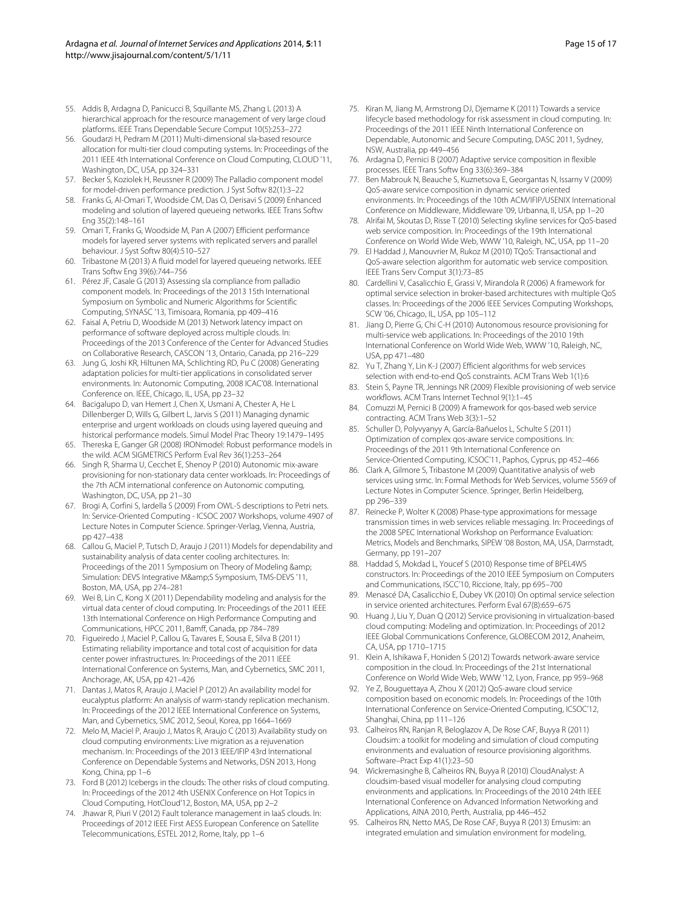55. Addis B, Ardagna D, Panicucci B, Squillante MS, Zhang L (2013) A hierarchical approach for the resource management of very large cloud platforms. IEEE Trans Dependable Secure Comput 10(5):253–272
56. Goudarzi H, Pedram M (2011) Multi-dimensional sla-based resource allocation for multi-tier cloud computing systems. In: Proceedings of the 2011 IEEE 4th International Conference on Cloud Computing, CLOUD '11, Washington, DC, USA, pp 324–331
57. Becker S, Koziolek H, Reussner R (2009) The Palladio component model for model-driven performance prediction. J Syst Softw 82(1):3–22
58. Franks G, Al-Omari T, Woodside CM, Das O, Derisavi S (2009) Enhanced modeling and solution of layered queueing networks. IEEE Trans Softw Eng 35(2):148–161
59. Omari T, Franks G, Woodside M, Pan A (2007) Efficient performance models for layered server systems with replicated servers and parallel behaviour. J Syst Softw 80(4):510–527
60. Tribastone M (2013) A fluid model for layered queueing networks. IEEE Trans Softw Eng 39(6):744–756
61. Pérez JF, Casale G (2013) Assessing sla compliance from palladio component models. In: Proceedings of the 2013 15th International Symposium on Symbolic and Numeric Algorithms for Scientific Computing, SYNASC '13, Timisoara, Romania, pp 409–416
62. Faisal A, Petriu D, Woodside M (2013) Network latency impact on performance of software deployed across multiple clouds. In: Proceedings of the 2013 Conference of the Center for Advanced Studies on Collaborative Research, CASCON '13, Ontario, Canada, pp 216–229
63. Jung G, Joshi KR, Hiltunen MA, Schlichting RD, Pu C (2008) Generating adaptation policies for multi-tier applications in consolidated server environments. In: Autonomic Computing, 2008 ICAC'08. International Conference on. IEEE, Chicago, IL, USA, pp 23–32
64. Bacigalupo D, van Hemert J, Chen X, Usmani A, Chester A, He L Dillenberger D, Wills G, Gilbert L, Jarvis S (2011) Managing dynamic enterprise and urgent workloads on clouds using layered queuing and historical performance models. Simul Model Prac Theory 19:1479–1495
65. Thereska E, Ganger GR (2008) IRONmodel: Robust performance models in the wild. ACM SIGMETRICS Perform Eval Rev 36(1):253–264
66. Singh R, Sharma U, Cecchet E, Shenoy P (2010) Autonomic mix-aware provisioning for non-stationary data center workloads. In: Proceedings of the 7th ACM international conference on Autonomic computing, Washington, DC, USA, pp 21–30
67. Brogi A, Corfini S, Iardella S (2009) From OWL-S descriptions to Petri nets. In: Service-Oriented Computing - ICSOC 2007 Workshops, volume 4907 of Lecture Notes in Computer Science. Springer-Verlag, Vienna, Austria, pp 427–438
68. Callou G, Maciel P, Tutsch D, Araujo J (2011) Models for dependability and sustainability analysis of data center cooling architectures. In: Proceedings of the 2011 Symposium on Theory of Modeling &amp; Simulation: DEVS Integrative M&amp;S Symposium, TMS-DEVS '11, Boston, MA, USA, pp 274–281
69. Wei B, Lin C, Kong X (2011) Dependability modeling and analysis for the virtual data center of cloud computing. In: Proceedings of the 2011 IEEE 13th International Conference on High Performance Computing and Communications, HPCC 2011, Bamff, Canada, pp 784–789
70. Figueiredo J, Maciel P, Callou G, Tavares E, Sousa E, Silva B (2011) Estimating reliability importance and total cost of acquisition for data center power infrastructures. In: Proceedings of the 2011 IEEE International Conference on Systems, Man, and Cybernetics, SMC 2011, Anchorage, AK, USA, pp 421–426
71. Dantas J, Matos R, Araujo J, Maciel P (2012) An availability model for eucalyptus platform: An analysis of warm-standy replication mechanism. In: Proceedings of the 2012 IEEE International Conference on Systems, Man, and Cybernetics, SMC 2012, Seoul, Korea, pp 1664–1669
72. Melo M, Maciel P, Araujo J, Matos R, Araujo C (2013) Availability study on cloud computing environments: Live migration as a rejuvenation mechanism. In: Proceedings of the 2013 IEEE/IFIP 43rd International Conference on Dependable Systems and Networks, DSN 2013, Hong Kong, China, pp 1–6
73. Ford B (2012) Icebergs in the clouds: The other risks of cloud computing. In: Proceedings of the 2012 4th USENIX Conference on Hot Topics in Cloud Computing, HotCloud'12, Boston, MA, USA, pp 2–2
74. Jhawar R, Piuri V (2012) Fault tolerance management in IaaS clouds. In: Proceedings of 2012 IEEE First AESS European Conference on Satellite Telecommunications, ESTEL 2012, Rome, Italy, pp 1–6
75. Kiran M, Jiang M, Armstrong DJ, Djemame K (2011) Towards a service lifecycle based methodology for risk assessment in cloud computing. In: Proceedings of the 2011 IEEE Ninth International Conference on Dependable, Autonomic and Secure Computing, DASC 2011, Sydney, NSW, Australia, pp 449–456
76. Ardagna D, Pernici B (2007) Adaptive service composition in flexible processes. IEEE Trans Softw Eng 33(6):369–384
77. Ben Mabrouk N, Beauche S, Kuznetsova E, Georgantas N, Issarny V (2009) QoS-aware service composition in dynamic service oriented environments. In: Proceedings of the 10th ACM/IFIP/USENIX International Conference on Middleware, Middleware '09, Urbanna, Il, USA, pp 1–20
78. Alrifai M, Skoutas D, Risse T (2010) Selecting skyline services for QoS-based web service composition. In: Proceedings of the 19th International Conference on World Wide Web, WWW '10, Raleigh, NC, USA, pp 11–20
79. El Haddad J, Manouvrier M, Rukoz M (2010) TQoS: Transactional and QoS-aware selection algorithm for automatic web service composition. IEEE Trans Serv Comput 3(1):73–85
80. Cardellini V, Casalicchio E, Grassi V, Mirandola R (2006) A framework for optimal service selection in broker-based architectures with multiple QoS classes. In: Proceedings of the 2006 IEEE Services Computing Workshops, SCW '06, Chicago, IL, USA, pp 105–112
81. Jiang D, Pierre G, Chi C-H (2010) Autonomous resource provisioning for multi-service web applications. In: Proceedings of the 2010 19th International Conference on World Wide Web, WWW '10, Raleigh, NC, USA, pp 471–480
82. Yu T, Zhang Y, Lin K-J (2007) Efficient algorithms for web services selection with end-to-end QoS constraints. ACM Trans Web 1(1):6
83. Stein S, Payne TR, Jennings NR (2009) Flexible provisioning of web service workflows. ACM Trans Internet Technol 9(1):1–45
84. Comuzzi M, Pernici B (2009) A framework for qos-based web service contracting. ACM Trans Web 3(3):1–52
85. Schuller D, Polyvyanyy A, García-Bañuelos L, Schulte S (2011) Optimization of complex qos-aware service compositions. In: Proceedings of the 2011 9th International Conference on Service-Oriented Computing, ICSOC'11, Paphos, Cyprus, pp 452–466
86. Clark A, Gilmore S, Tribastone M (2009) Quantitative analysis of web services using srmc. In: Formal Methods for Web Services, volume 5569 of Lecture Notes in Computer Science. Springer, Berlin Heidelberg, pp 296–339
87. Reinecke P, Wolter K (2008) Phase-type approximations for message transmission times in web services reliable messaging. In: Proceedings of the 2008 SPEC International Workshop on Performance Evaluation: Metrics, Models and Benchmarks, SIPEW '08 Boston, MA, USA, Darmstadt, Germany, pp 191–207
88. Haddad S, Mokdad L, Youcef S (2010) Response time of BPEL4WS constructors. In: Proceedings of the 2010 IEEE Symposium on Computers and Communications, ISCC'10, Riccione, Italy, pp 695–700
89. Menascé DA, Casalicchio E, Dubey VK (2010) On optimal service selection in service oriented architectures. Perform Eval 67(8):659–675
90. Huang J, Liu Y, Duan Q (2012) Service provisioning in virtualization-based cloud computing: Modeling and optimization. In: Proceedings of 2012 IEEE Global Communications Conference, GLOBECOM 2012, Anaheim, CA, USA, pp 1710–1715
91. Klein A, Ishikawa F, Honiden S (2012) Towards network-aware service composition in the cloud. In: Proceedings of the 21st International Conference on World Wide Web, WWW '12, Lyon, France, pp 959–968
92. Ye Z, Bouguettaya A, Zhou X (2012) QoS-aware cloud service composition based on economic models. In: Proceedings of the 10th International Conference on Service-Oriented Computing, ICSOC'12, Shanghai, China, pp 111–126
93. Calheiros RN, Ranjan R, Beloglazov A, De Rose CAF, Buyya R (2011) Cloudsim: a toolkit for modeling and simulation of cloud computing environments and evaluation of resource provisioning algorithms. Software–Pract Exp 41(1):23–50
94. Wickremasinghe B, Calheiros RN, Buyya R (2010) CloudAnalyst: A cloudsim-based visual modeller for analysing cloud computing environments and applications. In: Proceedings of the 2010 24th IEEE International Conference on Advanced Information Networking and Applications, AINA 2010, Perth, Australia, pp 446–452
95. Calheiros RN, Netto MAS, De Rose CAF, Buyya R (2013) Emusim: an integrated emulation and simulation environment for modeling,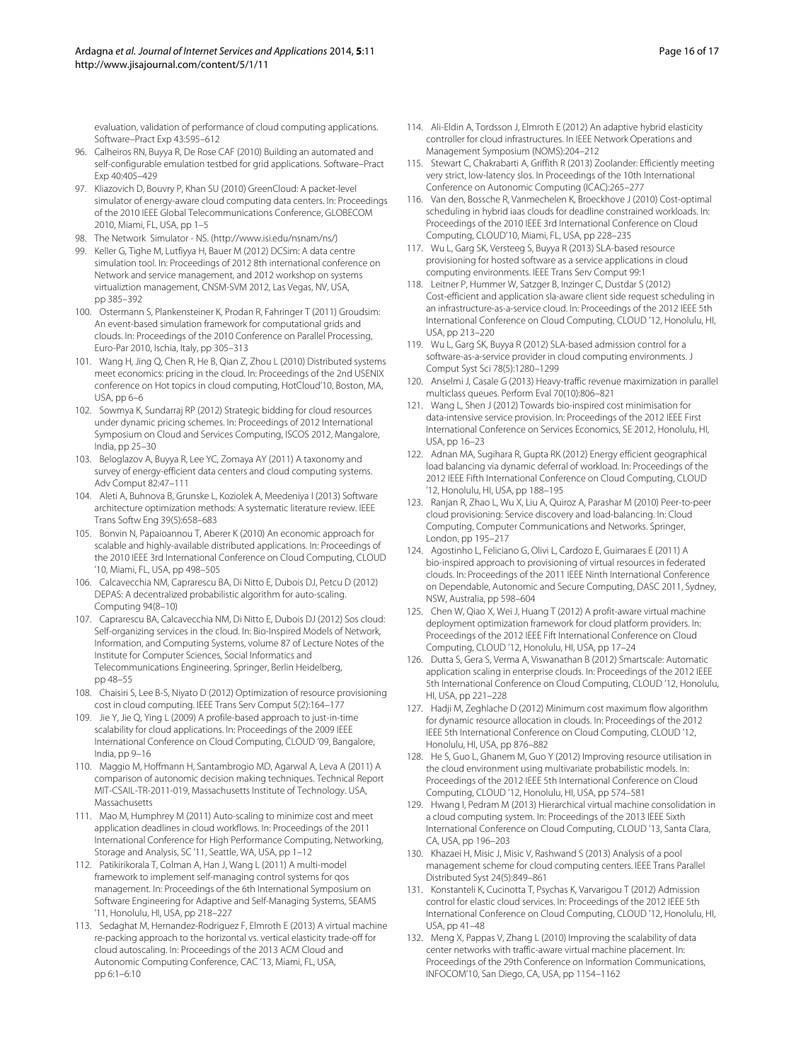evaluation, validation of performance of cloud computing applications. Software–Pract Exp 43:595–612

96. Calheiros RN, Buyya R, De Rose CAF (2010) Building an automated and self-configurable emulation testbed for grid applications. Software–Pract Exp 40:405–429
97. Kliazovich D, Bouvry P, Khan SU (2010) GreenCloud: A packet-level simulator of energy-aware cloud computing data centers. In: Proceedings of the 2010 IEEE Global Telecommunications Conference, GLOBECOM 2010, Miami, FL, USA, pp 1–5
98. The Network Simulator - NS. (http://www.isi.edu/nsnam/ns/)
99. Keller G, Tighe M, Lutfiyya H, Bauer M (2012) DCSim: A data centre simulation tool. In: Proceedings of 2012 8th international conference on Network and service management, and 2012 workshop on systems virtualiztion management, CNSM-SVM 2012, Las Vegas, NV, USA, pp 385–392
100. Ostermann S, Plankensteiner K, Prodan R, Fahringer T (2011) Groudsim: An event-based simulation framework for computational grids and clouds. In: Proceedings of the 2010 Conference on Parallel Processing, Euro-Par 2010, Ischia, Italy, pp 305–313
101. Wang H, Jing Q, Chen R, He B, Qian Z, Zhou L (2010) Distributed systems meet economics: pricing in the cloud. In: Proceedings of the 2nd USENIX conference on Hot topics in cloud computing, HotCloud'10, Boston, MA, USA, pp 6–6
102. Sowmya K, Sundarraj RP (2012) Strategic bidding for cloud resources under dynamic pricing schemes. In: Proceedings of 2012 International Symposium on Cloud and Services Computing, ISCOS 2012, Mangalore, India, pp 25–30
103. Beloglazov A, Buyya R, Lee YC, Zomaya AY (2011) A taxonomy and survey of energy-efficient data centers and cloud computing systems. Adv Comput 82:47–111
104. Aleti A, Buhnova B, Grunske L, Koziolek A, Meedeniya I (2013) Software architecture optimization methods: A systematic literature review. IEEE Trans Softw Eng 39(5):658–683
105. Bonvin N, Papaioannou T, Aberer K (2010) An economic approach for scalable and highly-available distributed applications. In: Proceedings of the 2010 IEEE 3rd International Conference on Cloud Computing, CLOUD '10, Miami, FL, USA, pp 498–505
106. Calcavecchia NM, Caprarescu BA, Di Nitto E, Dubois DJ, Petcu D (2012) DEPAS: A decentralized probabilistic algorithm for auto-scaling. Computing 94(8–10)
107. Caprarescu BA, Calcavecchia NM, Di Nitto E, Dubois DJ (2012) Sos cloud: Self-organizing services in the cloud. In: Bio-Inspired Models of Network, Information, and Computing Systems, volume 87 of Lecture Notes of the Institute for Computer Sciences, Social Informatics and Telecommunications Engineering. Springer, Berlin Heidelberg, pp 48–55
108. Chaisiri S, Lee B-S, Niyato D (2012) Optimization of resource provisioning cost in cloud computing. IEEE Trans Serv Comput 5(2):164–177
109. Jie Y, Jie Q, Ying L (2009) A profile-based approach to just-in-time scalability for cloud applications. In: Proceedings of the 2009 IEEE International Conference on Cloud Computing, CLOUD '09, Bangalore, India, pp 9–16
110. Maggio M, Hoffmann H, Santambrogio MD, Agarwal A, Leva A (2011) A comparison of autonomic decision making techniques. Technical Report MIT-CSAIL-TR-2011-019, Massachusetts Institute of Technology. USA, Massachusetts
111. Mao M, Humphrey M (2011) Auto-scaling to minimize cost and meet application deadlines in cloud workflows. In: Proceedings of the 2011 International Conference for High Performance Computing, Networking, Storage and Analysis, SC '11, Seattle, WA, USA, pp 1–12
112. Patikirikorala T, Colman A, Han J, Wang L (2011) A multi-model framework to implement self-managing control systems for qos management. In: Proceedings of the 6th International Symposium on Software Engineering for Adaptive and Self-Managing Systems, SEAMS '11, Honolulu, HI, USA, pp 218–227
113. Sedaghat M, Hernandez-Rodriguez F, Elmroth E (2013) A virtual machine re-packing approach to the horizontal vs. vertical elasticity trade-off for cloud autoscaling. In: Proceedings of the 2013 ACM Cloud and Autonomic Computing Conference, CAC '13, Miami, FL, USA, pp 6:1–6:10
114. Ali-Eldin A, Tordsson J, Elmroth E (2012) An adaptive hybrid elasticity controller for cloud infrastructures. In IEEE Network Operations and Management Symposium (NOMS):204–212
115. Stewart C, Chakrabarti A, Griffith R (2013) Zoolander: Efficiently meeting very strict, low-latency slos. In Proceedings of the 10th International Conference on Autonomic Computing (ICAC):265–277
116. Van den, Bossche R, Vanmechelen K, Broeckhove J (2010) Cost-optimal scheduling in hybrid iaas clouds for deadline constrained workloads. In: Proceedings of the 2010 IEEE 3rd International Conference on Cloud Computing, CLOUD'10, Miami, FL, USA, pp 228–235
117. Wu L, Garg SK, Versteeg S, Buyya R (2013) SLA-based resource provisioning for hosted software as a service applications in cloud computing environments. IEEE Trans Serv Comput 99:1
118. Leitner P, Hummer W, Satzger B, Inzinger C, Dustdar S (2012) Cost-efficient and application sla-aware client side request scheduling in an infrastructure-as-a-service cloud. In: Proceedings of the 2012 IEEE 5th International Conference on Cloud Computing, CLOUD '12, Honolulu, HI, USA, pp 213–220
119. Wu L, Garg SK, Buyya R (2012) SLA-based admission control for a software-as-a-service provider in cloud computing environments. J Comput Syst Sci 78(5):1280–1299
120. Anselmi J, Casale G (2013) Heavy-traffic revenue maximization in parallel multiclass queues. Perform Eval 70(10):806–821
121. Wang L, Shen J (2012) Towards bio-inspired cost minimisation for data-intensive service provision. In: Proceedings of the 2012 IEEE First International Conference on Services Economics, SE 2012, Honolulu, HI, USA, pp 16–23
122. Adnan MA, Sugihara R, Gupta RK (2012) Energy efficient geographical load balancing via dynamic deferral of workload. In: Proceedings of the 2012 IEEE Fifth International Conference on Cloud Computing, CLOUD '12, Honolulu, HI, USA, pp 188–195
123. Ranjan R, Zhao L, Wu X, Liu A, Quiroz A, Parashar M (2010) Peer-to-peer cloud provisioning: Service discovery and load-balancing. In: Cloud Computing, Computer Communications and Networks. Springer, London, pp 195–217
124. Agostinho L, Feliciano G, Olivi L, Cardozo E, Guimaraes E (2011) A bio-inspired approach to provisioning of virtual resources in federated clouds. In: Proceedings of the 2011 IEEE Ninth International Conference on Dependable, Autonomic and Secure Computing, DASC 2011, Sydney, NSW, Australia, pp 598–604
125. Chen W, Qiao X, Wei J, Huang T (2012) A profit-aware virtual machine deployment optimization framework for cloud platform providers. In: Proceedings of the 2012 IEEE Fift International Conference on Cloud Computing, CLOUD '12, Honolulu, HI, USA, pp 17–24
126. Dutta S, Gera S, Verma A, Viswanathan B (2012) Smartscale: Automatic application scaling in enterprise clouds. In: Proceedings of the 2012 IEEE 5th International Conference on Cloud Computing, CLOUD '12, Honolulu, HI, USA, pp 221–228
127. Hadji M, Zeghlache D (2012) Minimum cost maximum flow algorithm for dynamic resource allocation in clouds. In: Proceedings of the 2012 IEEE 5th International Conference on Cloud Computing, CLOUD '12, Honolulu, HI, USA, pp 876–882
128. He S, Guo L, Ghanem M, Guo Y (2012) Improving resource utilisation in the cloud environment using multivariate probabilistic models. In: Proceedings of the 2012 IEEE 5th International Conference on Cloud Computing, CLOUD '12, Honolulu, HI, USA, pp 574–581
129. Hwang I, Pedram M (2013) Hierarchical virtual machine consolidation in a cloud computing system. In: Proceedings of the 2013 IEEE Sixth International Conference on Cloud Computing, CLOUD '13, Santa Clara, CA, USA, pp 196–203
130. Khazaei H, Misic J, Misic V, Rashwand S (2013) Analysis of a pool management scheme for cloud computing centers. IEEE Trans Parallel Distributed Syst 24(5):849–861
131. Konstanteli K, Cucinotta T, Psychas K, Varvarigou T (2012) Admission control for elastic cloud services. In: Proceedings of the 2012 IEEE 5th International Conference on Cloud Computing, CLOUD '12, Honolulu, HI, USA, pp 41–48
132. Meng X, Pappas V, Zhang L (2010) Improving the scalability of data center networks with traffic-aware virtual machine placement. In: Proceedings of the 29th Conference on Information Communications, INFOCOM'10, San Diego, CA, USA, pp 1154–1162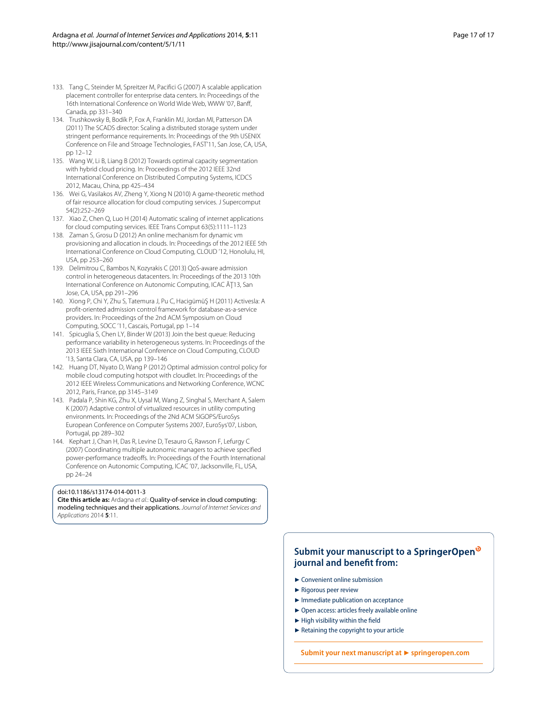133. Tang C, Steinder M, Spreitzer M, Pacifici G (2007) A scalable application placement controller for enterprise data centers. In: Proceedings of the 16th International Conference on World Wide Web, WWW '07, Banff, Canada, pp 331–340
134. Trushkowsky B, Bodík P, Fox A, Franklin MJ, Jordan MI, Patterson DA (2011) The SCADS director: Scaling a distributed storage system under stringent performance requirements. In: Proceedings of the 9th USENIX Conference on File and Stroage Technologies, FAST'11, San Jose, CA, USA, pp 12–12
135. Wang W, Li B, Liang B (2012) Towards optimal capacity segmentation with hybrid cloud pricing. In: Proceedings of the 2012 IEEE 32nd International Conference on Distributed Computing Systems, ICDCS 2012, Macau, China, pp 425–434
136. Wei G, Vasilakos AV, Zheng Y, Xiong N (2010) A game-theoretic method of fair resource allocation for cloud computing services. J Supercomput 54(2):252–269
137. Xiao Z, Chen Q, Luo H (2014) Automatic scaling of internet applications for cloud computing services. IEEE Trans Comput 63(5):1111–1123
138. Zaman S, Grosu D (2012) An online mechanism for dynamic vm provisioning and allocation in clouds. In: Proceedings of the 2012 IEEE 5th International Conference on Cloud Computing, CLOUD '12, Honolulu, HI, USA, pp 253–260
139. Delimitrou C, Bambos N, Kozyrakis C (2013) QoS-aware admission control in heterogeneous datacenters. In: Proceedings of the 2013 10th International Conference on Autonomic Computing, ICAC ÂŢ13, San Jose, CA, USA, pp 291–296
140. Xiong P, Chi Y, Zhu S, Tatemura J, Pu C, HacigümüŞ H (2011) Activesla: A profit-oriented admission control framework for database-as-a-service providers. In: Proceedings of the 2nd ACM Symposium on Cloud Computing, SOCC '11, Cascais, Portugal, pp 1–14
141. Spicuglia S, Chen LY, Binder W (2013) Join the best queue: Reducing performance variability in heterogeneous systems. In: Proceedings of the 2013 IEEE Sixth International Conference on Cloud Computing, CLOUD '13, Santa Clara, CA, USA, pp 139–146
142. Huang DT, Niyato D, Wang P (2012) Optimal admission control policy for mobile cloud computing hotspot with cloudlet. In: Proceedings of the 2012 IEEE Wireless Communications and Networking Conference, WCNC 2012, Paris, France, pp 3145–3149
143. Padala P, Shin KG, Zhu X, Uysal M, Wang Z, Singhal S, Merchant A, Salem K (2007) Adaptive control of virtualized resources in utility computing environments. In: Proceedings of the 2Nd ACM SIGOPS/EuroSys European Conference on Computer Systems 2007, EuroSys'07, Lisbon, Portugal, pp 289–302
144. Kephart J, Chan H, Das R, Levine D, Tesauro G, Rawson F, Lefurgy C (2007) Coordinating multiple autonomic managers to achieve specified power-performance tradeoffs. In: Proceedings of the Fourth International Conference on Autonomic Computing, ICAC '07, Jacksonville, FL, USA, pp 24–24

doi:10.1186/s13174-014-0011-3
**Cite this article as:** Ardagna *et al.*: Quality-of-service in cloud computing: modeling techniques and their applications. *Journal of Internet Services and Applications* 2014 **5**:11.

**Submit your manuscript to a SpringerOpen journal and benefit from:**

- ► Convenient online submission
- ► Rigorous peer review
- ► Immediate publication on acceptance
- ► Open access: articles freely available online
- ► High visibility within the field
- ► Retaining the copyright to your article

**Submit your next manuscript at ► springeropen.com**